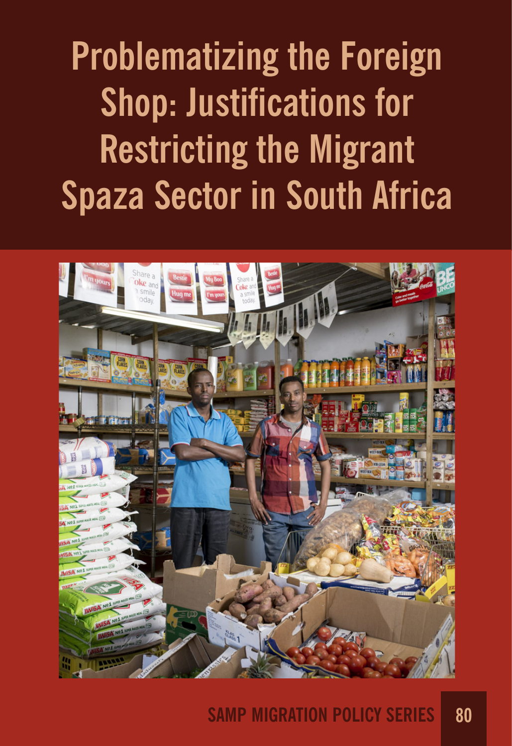# Problematizing the Foreign Shop: Justifications for Restricting the Migrant Spaza Sector in South Africa

SAMP MIGRATION POLICY SERIES 80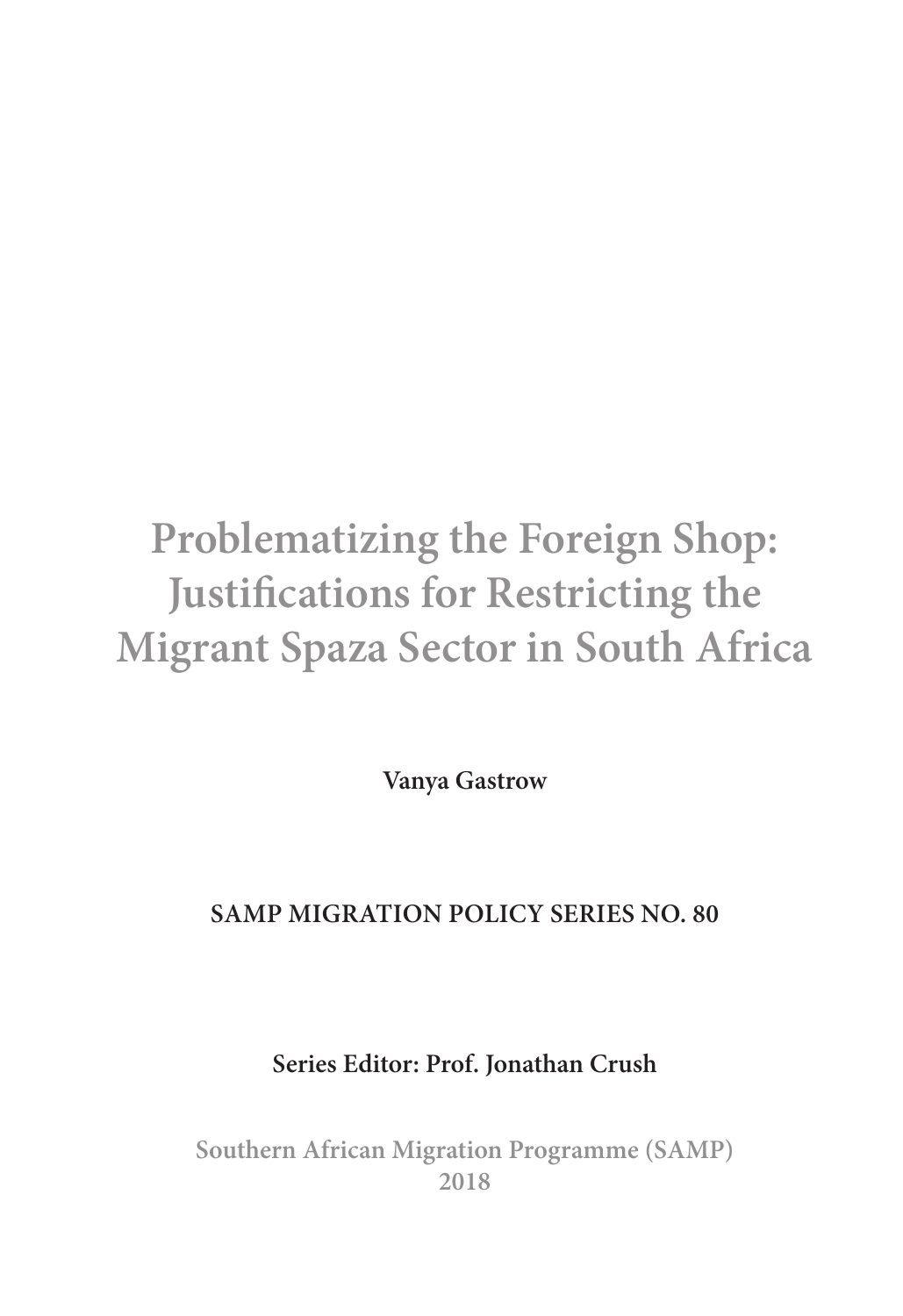# Problematizing the Foreign Shop: Justifications for Restricting the Migrant Spaza Sector in South Africa

**Vanya Gastrow**

**SAMP MIGRATION POLICY SERIES NO. 80**

**Series Editor: Prof. Jonathan Crush**

**Southern African Migration Programme (SAMP)**
**2018**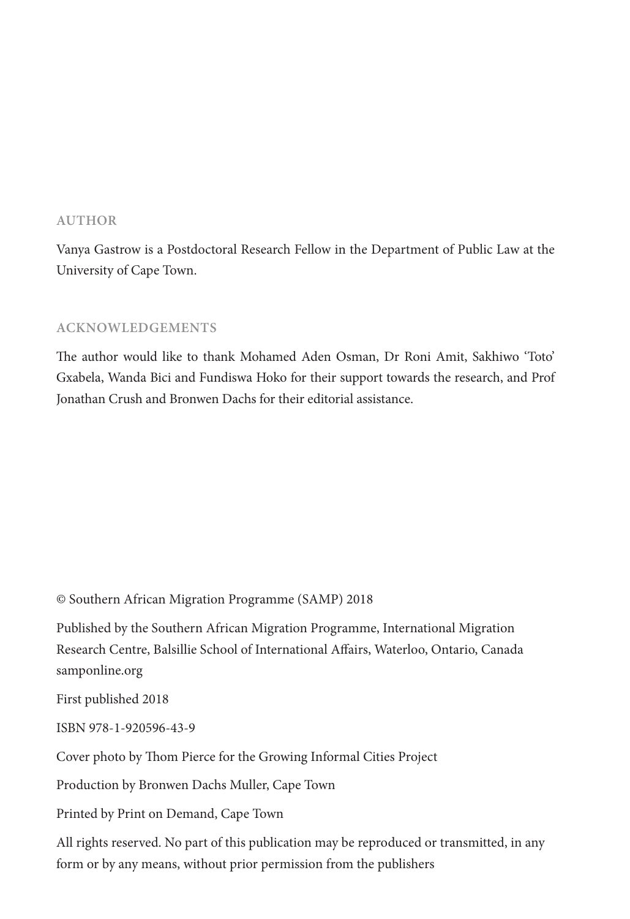## AUTHOR

Vanya Gastrow is a Postdoctoral Research Fellow in the Department of Public Law at the University of Cape Town.

## ACKNOWLEDGEMENTS

The author would like to thank Mohamed Aden Osman, Dr Roni Amit, Sakhiwo 'Toto' Gxabela, Wanda Bici and Fundiswa Hoko for their support towards the research, and Prof Jonathan Crush and Bronwen Dachs for their editorial assistance.

© Southern African Migration Programme (SAMP) 2018

Published by the Southern African Migration Programme, International Migration Research Centre, Balsillie School of International Affairs, Waterloo, Ontario, Canada
samponline.org

First published 2018

ISBN 978-1-920596-43-9

Cover photo by Thom Pierce for the Growing Informal Cities Project

Production by Bronwen Dachs Muller, Cape Town

Printed by Print on Demand, Cape Town

All rights reserved. No part of this publication may be reproduced or transmitted, in any form or by any means, without prior permission from the publishers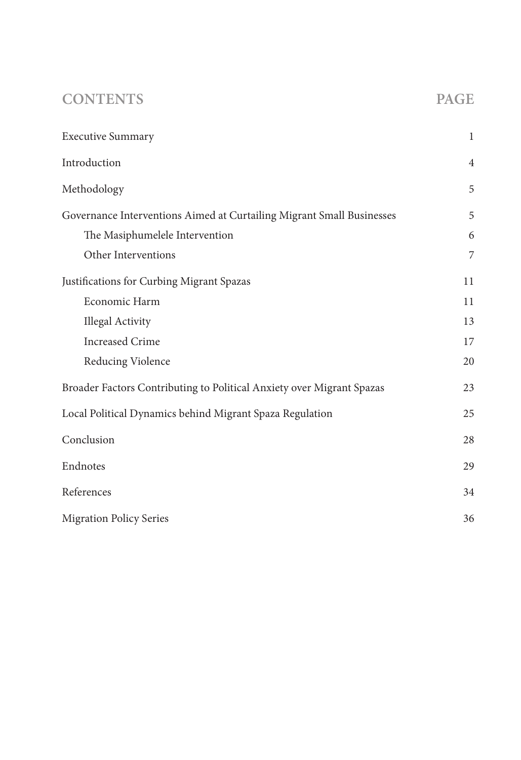# CONTENTS PAGE

| | |
|---|---|
| Executive Summary | 1 |
| Introduction | 4 |
| Methodology | 5 |
| Governance Interventions Aimed at Curtailing Migrant Small Businesses | 5 |
| The Masiphumelele Intervention | 6 |
| Other Interventions | 7 |
| Justifications for Curbing Migrant Spazas | 11 |
| Economic Harm | 11 |
| Illegal Activity | 13 |
| Increased Crime | 17 |
| Reducing Violence | 20 |
| Broader Factors Contributing to Political Anxiety over Migrant Spazas | 23 |
| Local Political Dynamics behind Migrant Spaza Regulation | 25 |
| Conclusion | 28 |
| Endnotes | 29 |
| References | 34 |
| Migration Policy Series | 36 |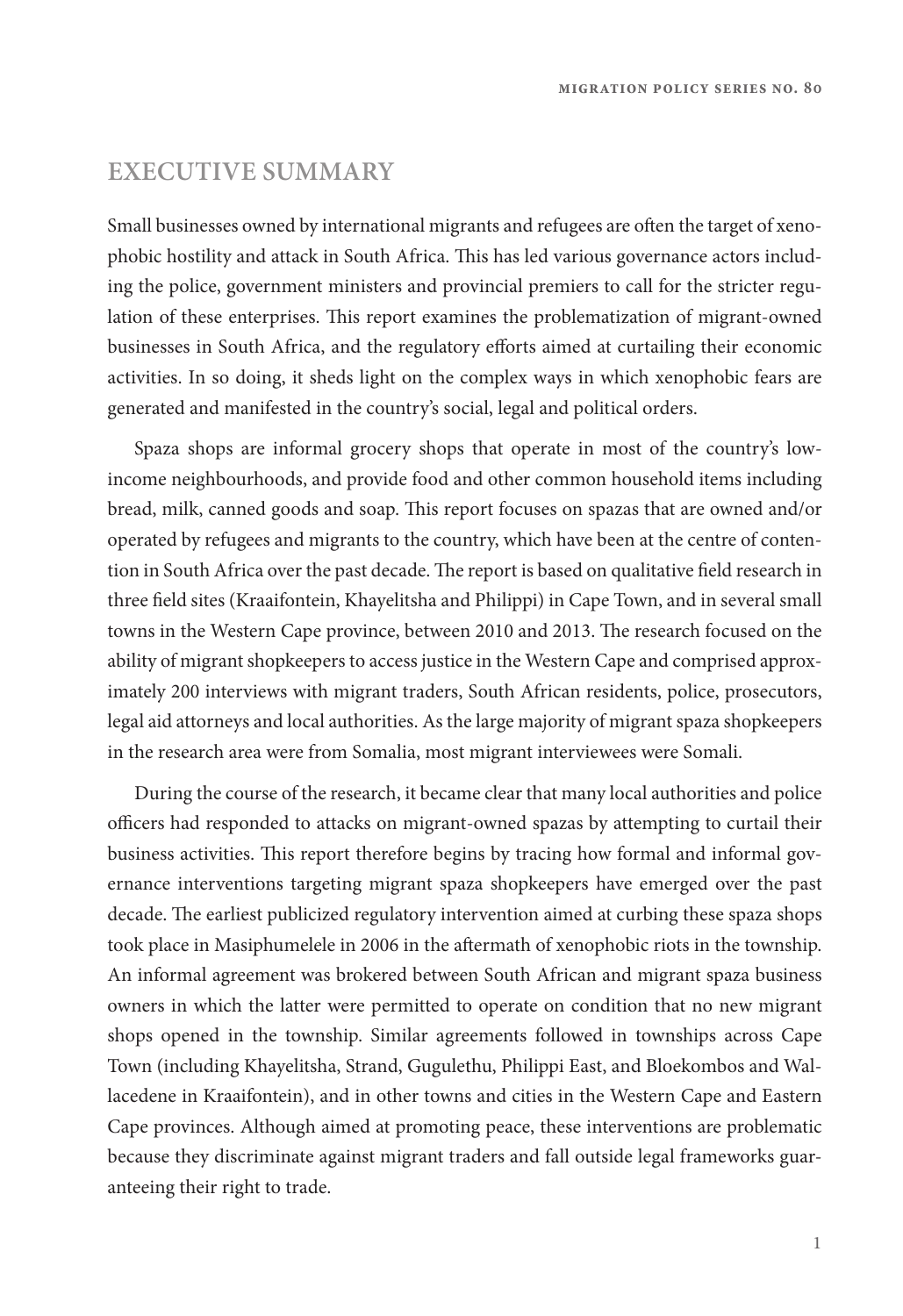# EXECUTIVE SUMMARY

Small businesses owned by international migrants and refugees are often the target of xenophobic hostility and attack in South Africa. This has led various governance actors including the police, government ministers and provincial premiers to call for the stricter regulation of these enterprises. This report examines the problematization of migrant-owned businesses in South Africa, and the regulatory efforts aimed at curtailing their economic activities. In so doing, it sheds light on the complex ways in which xenophobic fears are generated and manifested in the country's social, legal and political orders.

Spaza shops are informal grocery shops that operate in most of the country's low-income neighbourhoods, and provide food and other common household items including bread, milk, canned goods and soap. This report focuses on spazas that are owned and/or operated by refugees and migrants to the country, which have been at the centre of contention in South Africa over the past decade. The report is based on qualitative field research in three field sites (Kraaifontein, Khayelitsha and Philippi) in Cape Town, and in several small towns in the Western Cape province, between 2010 and 2013. The research focused on the ability of migrant shopkeepers to access justice in the Western Cape and comprised approximately 200 interviews with migrant traders, South African residents, police, prosecutors, legal aid attorneys and local authorities. As the large majority of migrant spaza shopkeepers in the research area were from Somalia, most migrant interviewees were Somali.

During the course of the research, it became clear that many local authorities and police officers had responded to attacks on migrant-owned spazas by attempting to curtail their business activities. This report therefore begins by tracing how formal and informal governance interventions targeting migrant spaza shopkeepers have emerged over the past decade. The earliest publicized regulatory intervention aimed at curbing these spaza shops took place in Masiphumelele in 2006 in the aftermath of xenophobic riots in the township. An informal agreement was brokered between South African and migrant spaza business owners in which the latter were permitted to operate on condition that no new migrant shops opened in the township. Similar agreements followed in townships across Cape Town (including Khayelitsha, Strand, Gugulethu, Philippi East, and Bloekombos and Wallacedene in Kraaifontein), and in other towns and cities in the Western Cape and Eastern Cape provinces. Although aimed at promoting peace, these interventions are problematic because they discriminate against migrant traders and fall outside legal frameworks guaranteeing their right to trade.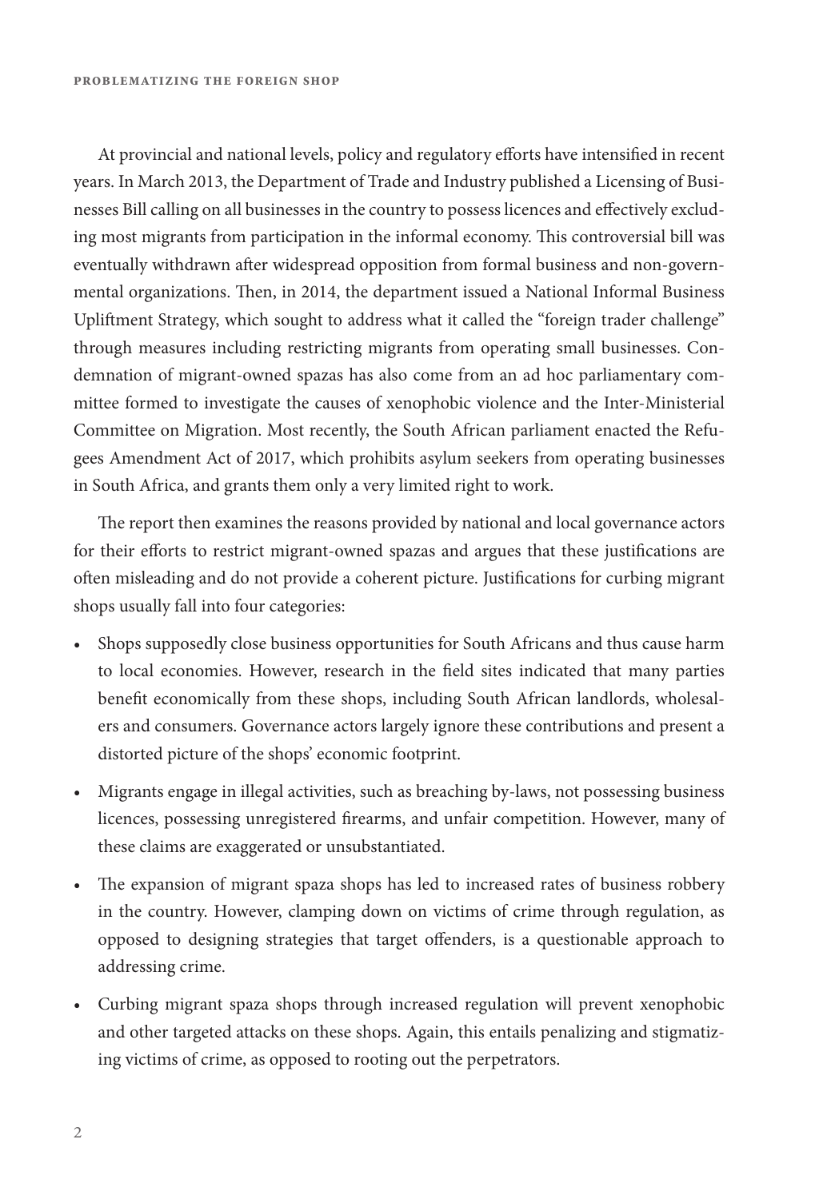At provincial and national levels, policy and regulatory efforts have intensified in recent years. In March 2013, the Department of Trade and Industry published a Licensing of Businesses Bill calling on all businesses in the country to possess licences and effectively excluding most migrants from participation in the informal economy. This controversial bill was eventually withdrawn after widespread opposition from formal business and non-governmental organizations. Then, in 2014, the department issued a National Informal Business Upliftment Strategy, which sought to address what it called the "foreign trader challenge" through measures including restricting migrants from operating small businesses. Condemnation of migrant-owned spazas has also come from an ad hoc parliamentary committee formed to investigate the causes of xenophobic violence and the Inter-Ministerial Committee on Migration. Most recently, the South African parliament enacted the Refugees Amendment Act of 2017, which prohibits asylum seekers from operating businesses in South Africa, and grants them only a very limited right to work.

The report then examines the reasons provided by national and local governance actors for their efforts to restrict migrant-owned spazas and argues that these justifications are often misleading and do not provide a coherent picture. Justifications for curbing migrant shops usually fall into four categories:

- Shops supposedly close business opportunities for South Africans and thus cause harm to local economies. However, research in the field sites indicated that many parties benefit economically from these shops, including South African landlords, wholesalers and consumers. Governance actors largely ignore these contributions and present a distorted picture of the shops' economic footprint.
- Migrants engage in illegal activities, such as breaching by-laws, not possessing business licences, possessing unregistered firearms, and unfair competition. However, many of these claims are exaggerated or unsubstantiated.
- The expansion of migrant spaza shops has led to increased rates of business robbery in the country. However, clamping down on victims of crime through regulation, as opposed to designing strategies that target offenders, is a questionable approach to addressing crime.
- Curbing migrant spaza shops through increased regulation will prevent xenophobic and other targeted attacks on these shops. Again, this entails penalizing and stigmatizing victims of crime, as opposed to rooting out the perpetrators.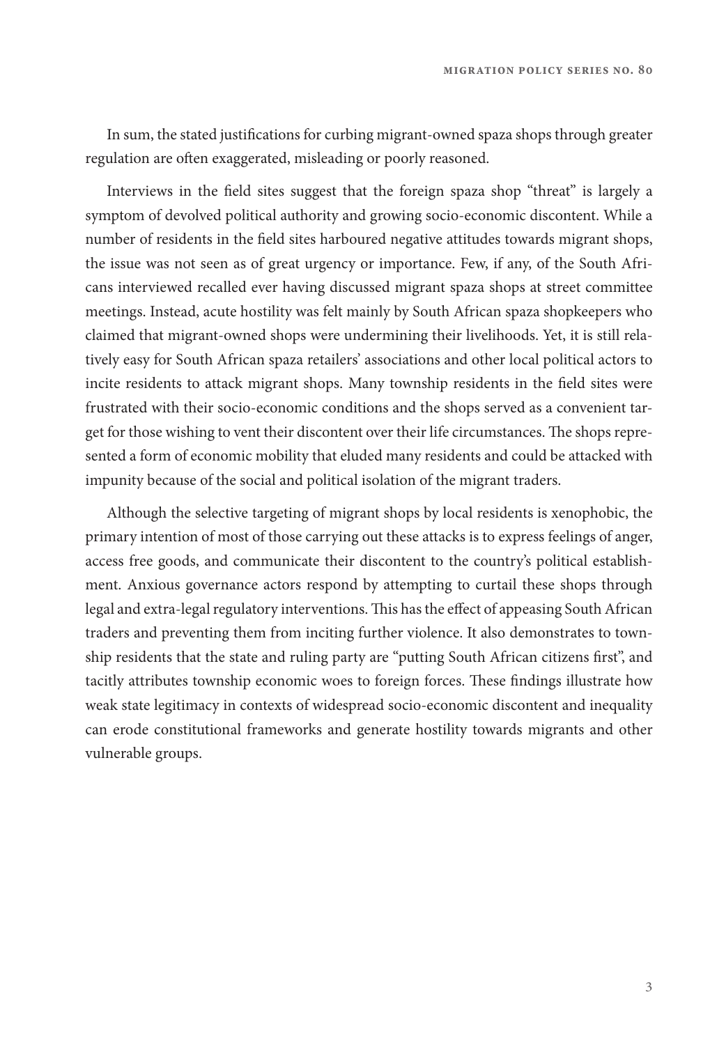In sum, the stated justifications for curbing migrant-owned spaza shops through greater regulation are often exaggerated, misleading or poorly reasoned.

Interviews in the field sites suggest that the foreign spaza shop "threat" is largely a symptom of devolved political authority and growing socio-economic discontent. While a number of residents in the field sites harboured negative attitudes towards migrant shops, the issue was not seen as of great urgency or importance. Few, if any, of the South Africans interviewed recalled ever having discussed migrant spaza shops at street committee meetings. Instead, acute hostility was felt mainly by South African spaza shopkeepers who claimed that migrant-owned shops were undermining their livelihoods. Yet, it is still relatively easy for South African spaza retailers' associations and other local political actors to incite residents to attack migrant shops. Many township residents in the field sites were frustrated with their socio-economic conditions and the shops served as a convenient target for those wishing to vent their discontent over their life circumstances. The shops represented a form of economic mobility that eluded many residents and could be attacked with impunity because of the social and political isolation of the migrant traders.

Although the selective targeting of migrant shops by local residents is xenophobic, the primary intention of most of those carrying out these attacks is to express feelings of anger, access free goods, and communicate their discontent to the country's political establishment. Anxious governance actors respond by attempting to curtail these shops through legal and extra-legal regulatory interventions. This has the effect of appeasing South African traders and preventing them from inciting further violence. It also demonstrates to township residents that the state and ruling party are "putting South African citizens first", and tacitly attributes township economic woes to foreign forces. These findings illustrate how weak state legitimacy in contexts of widespread socio-economic discontent and inequality can erode constitutional frameworks and generate hostility towards migrants and other vulnerable groups.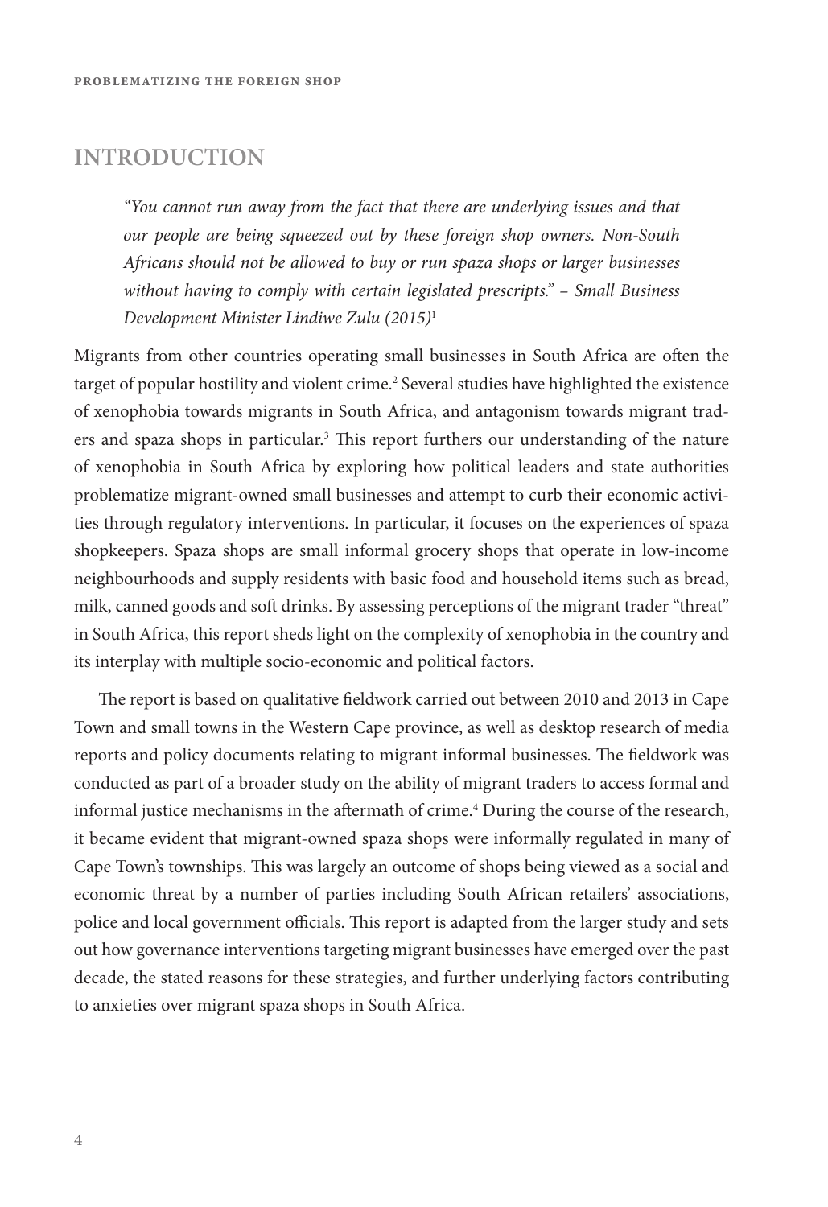## INTRODUCTION

> *"You cannot run away from the fact that there are underlying issues and that our people are being squeezed out by these foreign shop owners. Non-South Africans should not be allowed to buy or run spaza shops or larger businesses without having to comply with certain legislated prescripts." – Small Business Development Minister Lindiwe Zulu (2015)*[1]

Migrants from other countries operating small businesses in South Africa are often the target of popular hostility and violent crime.[2] Several studies have highlighted the existence of xenophobia towards migrants in South Africa, and antagonism towards migrant traders and spaza shops in particular.[3] This report furthers our understanding of the nature of xenophobia in South Africa by exploring how political leaders and state authorities problematize migrant-owned small businesses and attempt to curb their economic activities through regulatory interventions. In particular, it focuses on the experiences of spaza shopkeepers. Spaza shops are small informal grocery shops that operate in low-income neighbourhoods and supply residents with basic food and household items such as bread, milk, canned goods and soft drinks. By assessing perceptions of the migrant trader "threat" in South Africa, this report sheds light on the complexity of xenophobia in the country and its interplay with multiple socio-economic and political factors.

The report is based on qualitative fieldwork carried out between 2010 and 2013 in Cape Town and small towns in the Western Cape province, as well as desktop research of media reports and policy documents relating to migrant informal businesses. The fieldwork was conducted as part of a broader study on the ability of migrant traders to access formal and informal justice mechanisms in the aftermath of crime.[4] During the course of the research, it became evident that migrant-owned spaza shops were informally regulated in many of Cape Town's townships. This was largely an outcome of shops being viewed as a social and economic threat by a number of parties including South African retailers' associations, police and local government officials. This report is adapted from the larger study and sets out how governance interventions targeting migrant businesses have emerged over the past decade, the stated reasons for these strategies, and further underlying factors contributing to anxieties over migrant spaza shops in South Africa.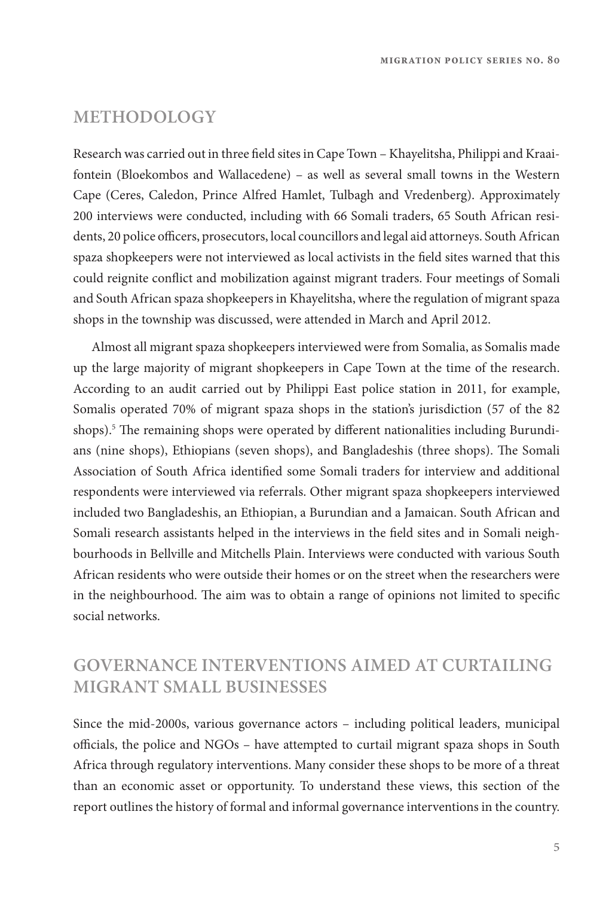## METHODOLOGY

Research was carried out in three field sites in Cape Town – Khayelitsha, Philippi and Kraaifontein (Bloekombos and Wallacedene) – as well as several small towns in the Western Cape (Ceres, Caledon, Prince Alfred Hamlet, Tulbagh and Vredenberg). Approximately 200 interviews were conducted, including with 66 Somali traders, 65 South African residents, 20 police officers, prosecutors, local councillors and legal aid attorneys. South African spaza shopkeepers were not interviewed as local activists in the field sites warned that this could reignite conflict and mobilization against migrant traders. Four meetings of Somali and South African spaza shopkeepers in Khayelitsha, where the regulation of migrant spaza shops in the township was discussed, were attended in March and April 2012.

Almost all migrant spaza shopkeepers interviewed were from Somalia, as Somalis made up the large majority of migrant shopkeepers in Cape Town at the time of the research. According to an audit carried out by Philippi East police station in 2011, for example, Somalis operated 70% of migrant spaza shops in the station's jurisdiction (57 of the 82 shops).[5] The remaining shops were operated by different nationalities including Burundians (nine shops), Ethiopians (seven shops), and Bangladeshis (three shops). The Somali Association of South Africa identified some Somali traders for interview and additional respondents were interviewed via referrals. Other migrant spaza shopkeepers interviewed included two Bangladeshis, an Ethiopian, a Burundian and a Jamaican. South African and Somali research assistants helped in the interviews in the field sites and in Somali neighbourhoods in Bellville and Mitchells Plain. Interviews were conducted with various South African residents who were outside their homes or on the street when the researchers were in the neighbourhood. The aim was to obtain a range of opinions not limited to specific social networks.

## GOVERNANCE INTERVENTIONS AIMED AT CURTAILING MIGRANT SMALL BUSINESSES

Since the mid-2000s, various governance actors – including political leaders, municipal officials, the police and NGOs – have attempted to curtail migrant spaza shops in South Africa through regulatory interventions. Many consider these shops to be more of a threat than an economic asset or opportunity. To understand these views, this section of the report outlines the history of formal and informal governance interventions in the country.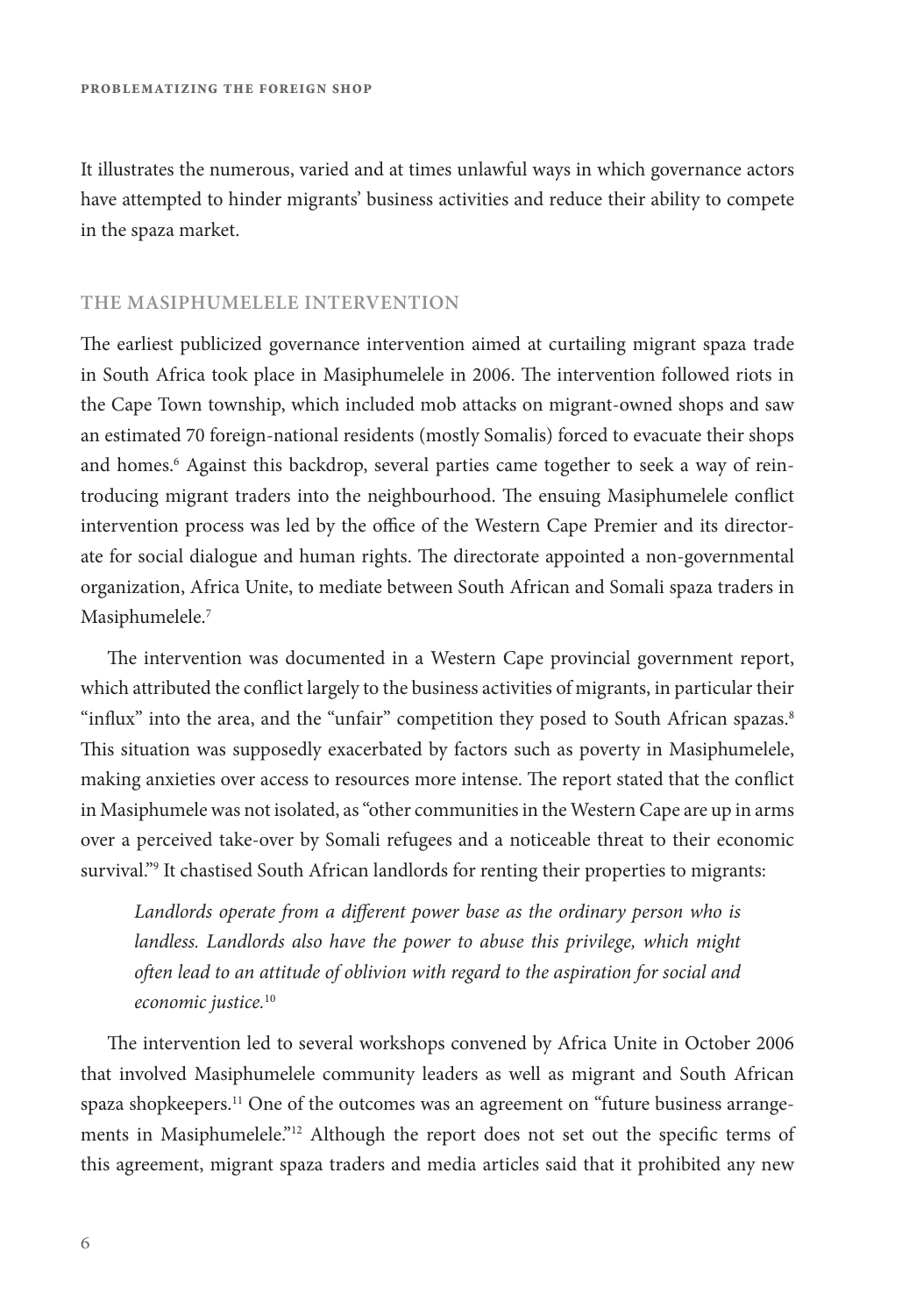It illustrates the numerous, varied and at times unlawful ways in which governance actors have attempted to hinder migrants' business activities and reduce their ability to compete in the spaza market.

## THE MASIPHUMELELE INTERVENTION

The earliest publicized governance intervention aimed at curtailing migrant spaza trade in South Africa took place in Masiphumelele in 2006. The intervention followed riots in the Cape Town township, which included mob attacks on migrant-owned shops and saw an estimated 70 foreign-national residents (mostly Somalis) forced to evacuate their shops and homes.[6] Against this backdrop, several parties came together to seek a way of reintroducing migrant traders into the neighbourhood. The ensuing Masiphumelele conflict intervention process was led by the office of the Western Cape Premier and its directorate for social dialogue and human rights. The directorate appointed a non-governmental organization, Africa Unite, to mediate between South African and Somali spaza traders in Masiphumelele.[7]

The intervention was documented in a Western Cape provincial government report, which attributed the conflict largely to the business activities of migrants, in particular their "influx" into the area, and the "unfair" competition they posed to South African spazas.[8] This situation was supposedly exacerbated by factors such as poverty in Masiphumelele, making anxieties over access to resources more intense. The report stated that the conflict in Masiphumele was not isolated, as "other communities in the Western Cape are up in arms over a perceived take-over by Somali refugees and a noticeable threat to their economic survival."[9] It chastised South African landlords for renting their properties to migrants:

> *Landlords operate from a different power base as the ordinary person who is landless. Landlords also have the power to abuse this privilege, which might often lead to an attitude of oblivion with regard to the aspiration for social and economic justice.*[10]

The intervention led to several workshops convened by Africa Unite in October 2006 that involved Masiphumelele community leaders as well as migrant and South African spaza shopkeepers.[11] One of the outcomes was an agreement on "future business arrangements in Masiphumelele."[12] Although the report does not set out the specific terms of this agreement, migrant spaza traders and media articles said that it prohibited any new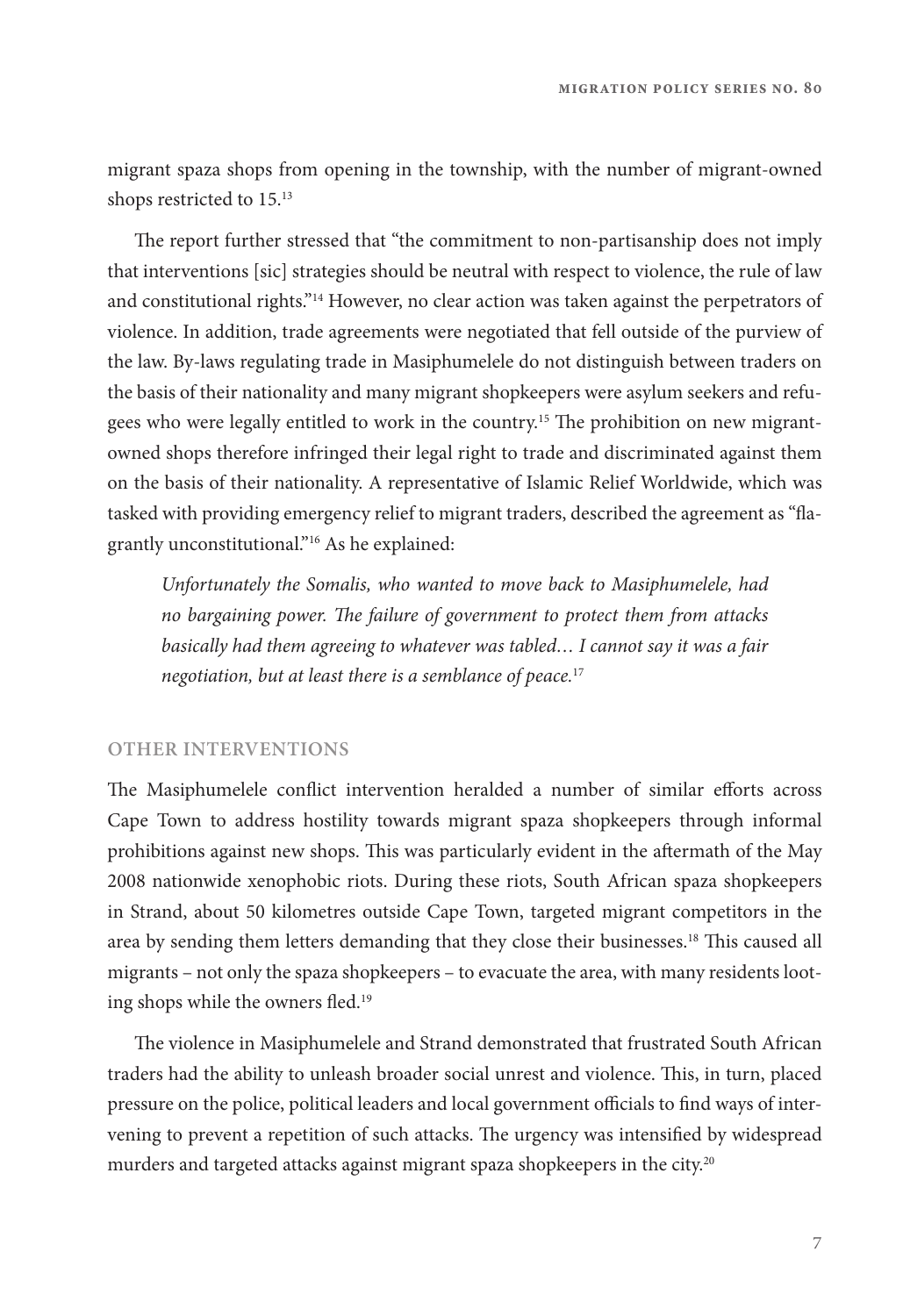migrant spaza shops from opening in the township, with the number of migrant-owned shops restricted to 15.[13]

The report further stressed that "the commitment to non-partisanship does not imply that interventions [sic] strategies should be neutral with respect to violence, the rule of law and constitutional rights."[14] However, no clear action was taken against the perpetrators of violence. In addition, trade agreements were negotiated that fell outside of the purview of the law. By-laws regulating trade in Masiphumelele do not distinguish between traders on the basis of their nationality and many migrant shopkeepers were asylum seekers and refugees who were legally entitled to work in the country.[15] The prohibition on new migrant-owned shops therefore infringed their legal right to trade and discriminated against them on the basis of their nationality. A representative of Islamic Relief Worldwide, which was tasked with providing emergency relief to migrant traders, described the agreement as "flagrantly unconstitutional."[16] As he explained:

> *Unfortunately the Somalis, who wanted to move back to Masiphumelele, had no bargaining power. The failure of government to protect them from attacks basically had them agreeing to whatever was tabled… I cannot say it was a fair negotiation, but at least there is a semblance of peace.*[17]

## OTHER INTERVENTIONS

The Masiphumelele conflict intervention heralded a number of similar efforts across Cape Town to address hostility towards migrant spaza shopkeepers through informal prohibitions against new shops. This was particularly evident in the aftermath of the May 2008 nationwide xenophobic riots. During these riots, South African spaza shopkeepers in Strand, about 50 kilometres outside Cape Town, targeted migrant competitors in the area by sending them letters demanding that they close their businesses.[18] This caused all migrants – not only the spaza shopkeepers – to evacuate the area, with many residents looting shops while the owners fled.[19]

The violence in Masiphumelele and Strand demonstrated that frustrated South African traders had the ability to unleash broader social unrest and violence. This, in turn, placed pressure on the police, political leaders and local government officials to find ways of intervening to prevent a repetition of such attacks. The urgency was intensified by widespread murders and targeted attacks against migrant spaza shopkeepers in the city.[20]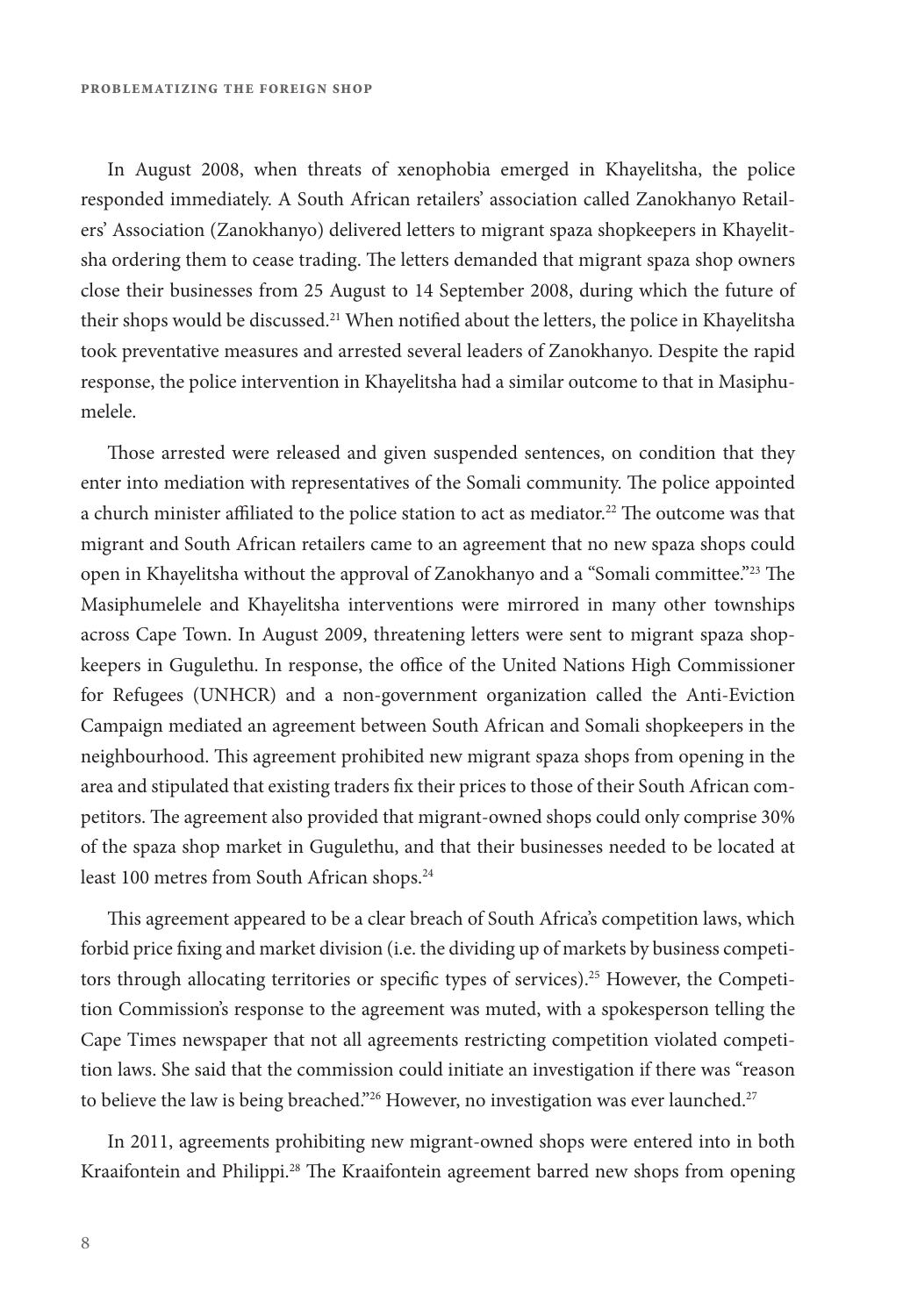In August 2008, when threats of xenophobia emerged in Khayelitsha, the police responded immediately. A South African retailers' association called Zanokhanyo Retailers' Association (Zanokhanyo) delivered letters to migrant spaza shopkeepers in Khayelitsha ordering them to cease trading. The letters demanded that migrant spaza shop owners close their businesses from 25 August to 14 September 2008, during which the future of their shops would be discussed.[21] When notified about the letters, the police in Khayelitsha took preventative measures and arrested several leaders of Zanokhanyo. Despite the rapid response, the police intervention in Khayelitsha had a similar outcome to that in Masiphumelele.

Those arrested were released and given suspended sentences, on condition that they enter into mediation with representatives of the Somali community. The police appointed a church minister affiliated to the police station to act as mediator.[22] The outcome was that migrant and South African retailers came to an agreement that no new spaza shops could open in Khayelitsha without the approval of Zanokhanyo and a "Somali committee."[23] The Masiphumelele and Khayelitsha interventions were mirrored in many other townships across Cape Town. In August 2009, threatening letters were sent to migrant spaza shopkeepers in Gugulethu. In response, the office of the United Nations High Commissioner for Refugees (UNHCR) and a non-government organization called the Anti-Eviction Campaign mediated an agreement between South African and Somali shopkeepers in the neighbourhood. This agreement prohibited new migrant spaza shops from opening in the area and stipulated that existing traders fix their prices to those of their South African competitors. The agreement also provided that migrant-owned shops could only comprise 30% of the spaza shop market in Gugulethu, and that their businesses needed to be located at least 100 metres from South African shops.[24]

This agreement appeared to be a clear breach of South Africa's competition laws, which forbid price fixing and market division (i.e. the dividing up of markets by business competitors through allocating territories or specific types of services).[25] However, the Competition Commission's response to the agreement was muted, with a spokesperson telling the Cape Times newspaper that not all agreements restricting competition violated competition laws. She said that the commission could initiate an investigation if there was "reason to believe the law is being breached."[26] However, no investigation was ever launched.[27]

In 2011, agreements prohibiting new migrant-owned shops were entered into in both Kraaifontein and Philippi.[28] The Kraaifontein agreement barred new shops from opening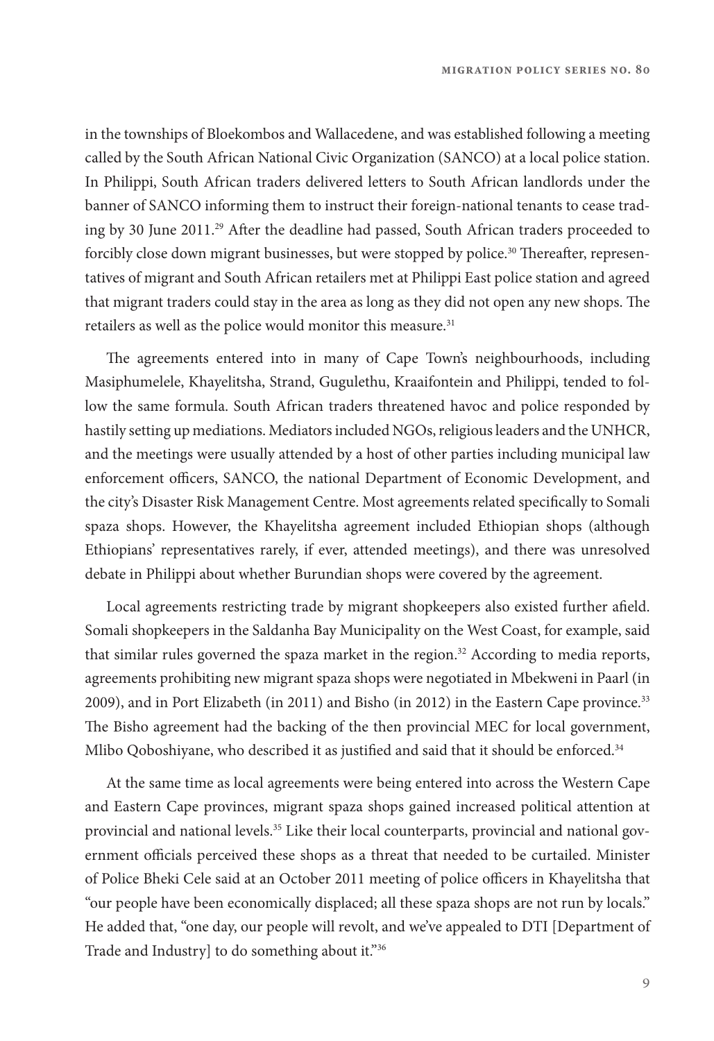in the townships of Bloekombos and Wallacedene, and was established following a meeting called by the South African National Civic Organization (SANCO) at a local police station. In Philippi, South African traders delivered letters to South African landlords under the banner of SANCO informing them to instruct their foreign-national tenants to cease trading by 30 June 2011.[29] After the deadline had passed, South African traders proceeded to forcibly close down migrant businesses, but were stopped by police.[30] Thereafter, representatives of migrant and South African retailers met at Philippi East police station and agreed that migrant traders could stay in the area as long as they did not open any new shops. The retailers as well as the police would monitor this measure.[31]

The agreements entered into in many of Cape Town's neighbourhoods, including Masiphumelele, Khayelitsha, Strand, Gugulethu, Kraaifontein and Philippi, tended to follow the same formula. South African traders threatened havoc and police responded by hastily setting up mediations. Mediators included NGOs, religious leaders and the UNHCR, and the meetings were usually attended by a host of other parties including municipal law enforcement officers, SANCO, the national Department of Economic Development, and the city's Disaster Risk Management Centre. Most agreements related specifically to Somali spaza shops. However, the Khayelitsha agreement included Ethiopian shops (although Ethiopians' representatives rarely, if ever, attended meetings), and there was unresolved debate in Philippi about whether Burundian shops were covered by the agreement.

Local agreements restricting trade by migrant shopkeepers also existed further afield. Somali shopkeepers in the Saldanha Bay Municipality on the West Coast, for example, said that similar rules governed the spaza market in the region.[32] According to media reports, agreements prohibiting new migrant spaza shops were negotiated in Mbekweni in Paarl (in 2009), and in Port Elizabeth (in 2011) and Bisho (in 2012) in the Eastern Cape province.[33] The Bisho agreement had the backing of the then provincial MEC for local government, Mlibo Qoboshiyane, who described it as justified and said that it should be enforced.[34]

At the same time as local agreements were being entered into across the Western Cape and Eastern Cape provinces, migrant spaza shops gained increased political attention at provincial and national levels.[35] Like their local counterparts, provincial and national government officials perceived these shops as a threat that needed to be curtailed. Minister of Police Bheki Cele said at an October 2011 meeting of police officers in Khayelitsha that "our people have been economically displaced; all these spaza shops are not run by locals." He added that, "one day, our people will revolt, and we've appealed to DTI [Department of Trade and Industry] to do something about it."[36]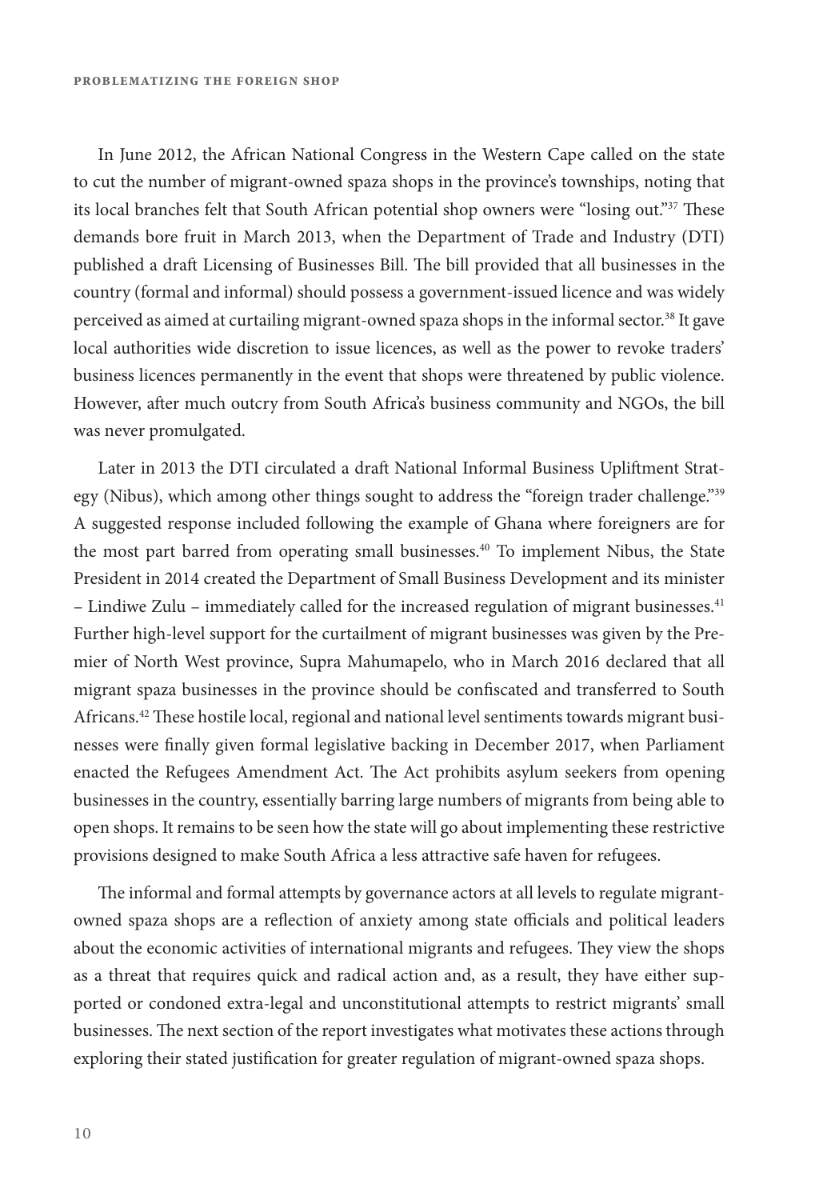In June 2012, the African National Congress in the Western Cape called on the state to cut the number of migrant-owned spaza shops in the province's townships, noting that its local branches felt that South African potential shop owners were "losing out."[37] These demands bore fruit in March 2013, when the Department of Trade and Industry (DTI) published a draft Licensing of Businesses Bill. The bill provided that all businesses in the country (formal and informal) should possess a government-issued licence and was widely perceived as aimed at curtailing migrant-owned spaza shops in the informal sector.[38] It gave local authorities wide discretion to issue licences, as well as the power to revoke traders' business licences permanently in the event that shops were threatened by public violence. However, after much outcry from South Africa's business community and NGOs, the bill was never promulgated.

Later in 2013 the DTI circulated a draft National Informal Business Upliftment Strategy (Nibus), which among other things sought to address the "foreign trader challenge."[39] A suggested response included following the example of Ghana where foreigners are for the most part barred from operating small businesses.[40] To implement Nibus, the State President in 2014 created the Department of Small Business Development and its minister – Lindiwe Zulu – immediately called for the increased regulation of migrant businesses.[41] Further high-level support for the curtailment of migrant businesses was given by the Premier of North West province, Supra Mahumapelo, who in March 2016 declared that all migrant spaza businesses in the province should be confiscated and transferred to South Africans.[42] These hostile local, regional and national level sentiments towards migrant businesses were finally given formal legislative backing in December 2017, when Parliament enacted the Refugees Amendment Act. The Act prohibits asylum seekers from opening businesses in the country, essentially barring large numbers of migrants from being able to open shops. It remains to be seen how the state will go about implementing these restrictive provisions designed to make South Africa a less attractive safe haven for refugees.

The informal and formal attempts by governance actors at all levels to regulate migrant-owned spaza shops are a reflection of anxiety among state officials and political leaders about the economic activities of international migrants and refugees. They view the shops as a threat that requires quick and radical action and, as a result, they have either supported or condoned extra-legal and unconstitutional attempts to restrict migrants' small businesses. The next section of the report investigates what motivates these actions through exploring their stated justification for greater regulation of migrant-owned spaza shops.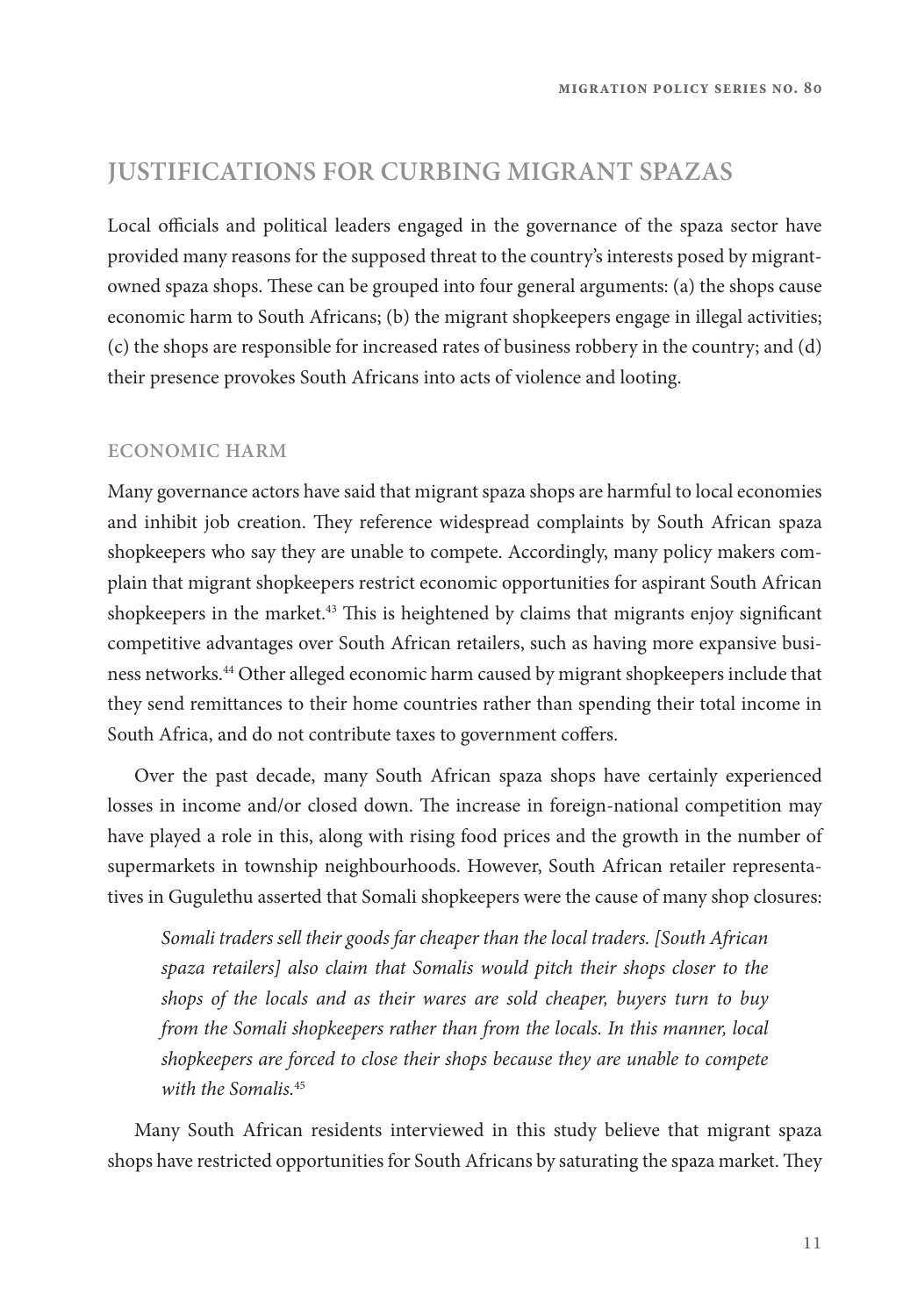## JUSTIFICATIONS FOR CURBING MIGRANT SPAZAS

Local officials and political leaders engaged in the governance of the spaza sector have provided many reasons for the supposed threat to the country's interests posed by migrant-owned spaza shops. These can be grouped into four general arguments: (a) the shops cause economic harm to South Africans; (b) the migrant shopkeepers engage in illegal activities; (c) the shops are responsible for increased rates of business robbery in the country; and (d) their presence provokes South Africans into acts of violence and looting.

### ECONOMIC HARM

Many governance actors have said that migrant spaza shops are harmful to local economies and inhibit job creation. They reference widespread complaints by South African spaza shopkeepers who say they are unable to compete. Accordingly, many policy makers complain that migrant shopkeepers restrict economic opportunities for aspirant South African shopkeepers in the market.[43] This is heightened by claims that migrants enjoy significant competitive advantages over South African retailers, such as having more expansive business networks.[44] Other alleged economic harm caused by migrant shopkeepers include that they send remittances to their home countries rather than spending their total income in South Africa, and do not contribute taxes to government coffers.

Over the past decade, many South African spaza shops have certainly experienced losses in income and/or closed down. The increase in foreign-national competition may have played a role in this, along with rising food prices and the growth in the number of supermarkets in township neighbourhoods. However, South African retailer representatives in Gugulethu asserted that Somali shopkeepers were the cause of many shop closures:

> *Somali traders sell their goods far cheaper than the local traders. [South African spaza retailers] also claim that Somalis would pitch their shops closer to the shops of the locals and as their wares are sold cheaper, buyers turn to buy from the Somali shopkeepers rather than from the locals. In this manner, local shopkeepers are forced to close their shops because they are unable to compete with the Somalis.*[45]

Many South African residents interviewed in this study believe that migrant spaza shops have restricted opportunities for South Africans by saturating the spaza market. They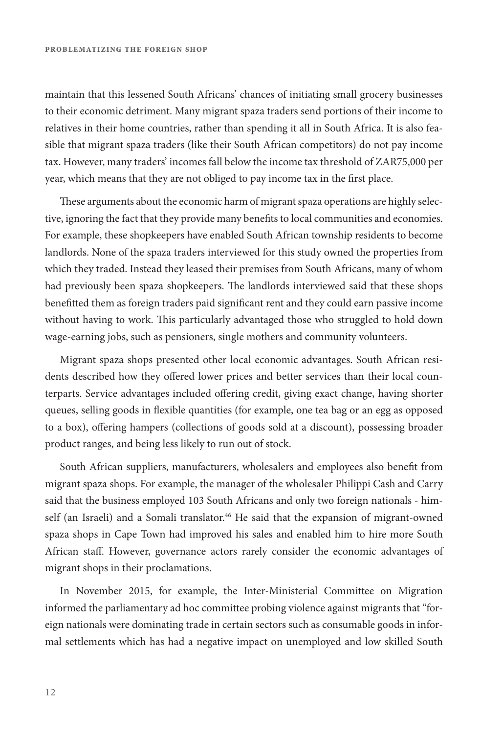maintain that this lessened South Africans' chances of initiating small grocery businesses to their economic detriment. Many migrant spaza traders send portions of their income to relatives in their home countries, rather than spending it all in South Africa. It is also feasible that migrant spaza traders (like their South African competitors) do not pay income tax. However, many traders' incomes fall below the income tax threshold of ZAR75,000 per year, which means that they are not obliged to pay income tax in the first place.

These arguments about the economic harm of migrant spaza operations are highly selective, ignoring the fact that they provide many benefits to local communities and economies. For example, these shopkeepers have enabled South African township residents to become landlords. None of the spaza traders interviewed for this study owned the properties from which they traded. Instead they leased their premises from South Africans, many of whom had previously been spaza shopkeepers. The landlords interviewed said that these shops benefitted them as foreign traders paid significant rent and they could earn passive income without having to work. This particularly advantaged those who struggled to hold down wage-earning jobs, such as pensioners, single mothers and community volunteers.

Migrant spaza shops presented other local economic advantages. South African residents described how they offered lower prices and better services than their local counterparts. Service advantages included offering credit, giving exact change, having shorter queues, selling goods in flexible quantities (for example, one tea bag or an egg as opposed to a box), offering hampers (collections of goods sold at a discount), possessing broader product ranges, and being less likely to run out of stock.

South African suppliers, manufacturers, wholesalers and employees also benefit from migrant spaza shops. For example, the manager of the wholesaler Philippi Cash and Carry said that the business employed 103 South Africans and only two foreign nationals - himself (an Israeli) and a Somali translator.[46] He said that the expansion of migrant-owned spaza shops in Cape Town had improved his sales and enabled him to hire more South African staff. However, governance actors rarely consider the economic advantages of migrant shops in their proclamations.

In November 2015, for example, the Inter-Ministerial Committee on Migration informed the parliamentary ad hoc committee probing violence against migrants that "foreign nationals were dominating trade in certain sectors such as consumable goods in informal settlements which has had a negative impact on unemployed and low skilled South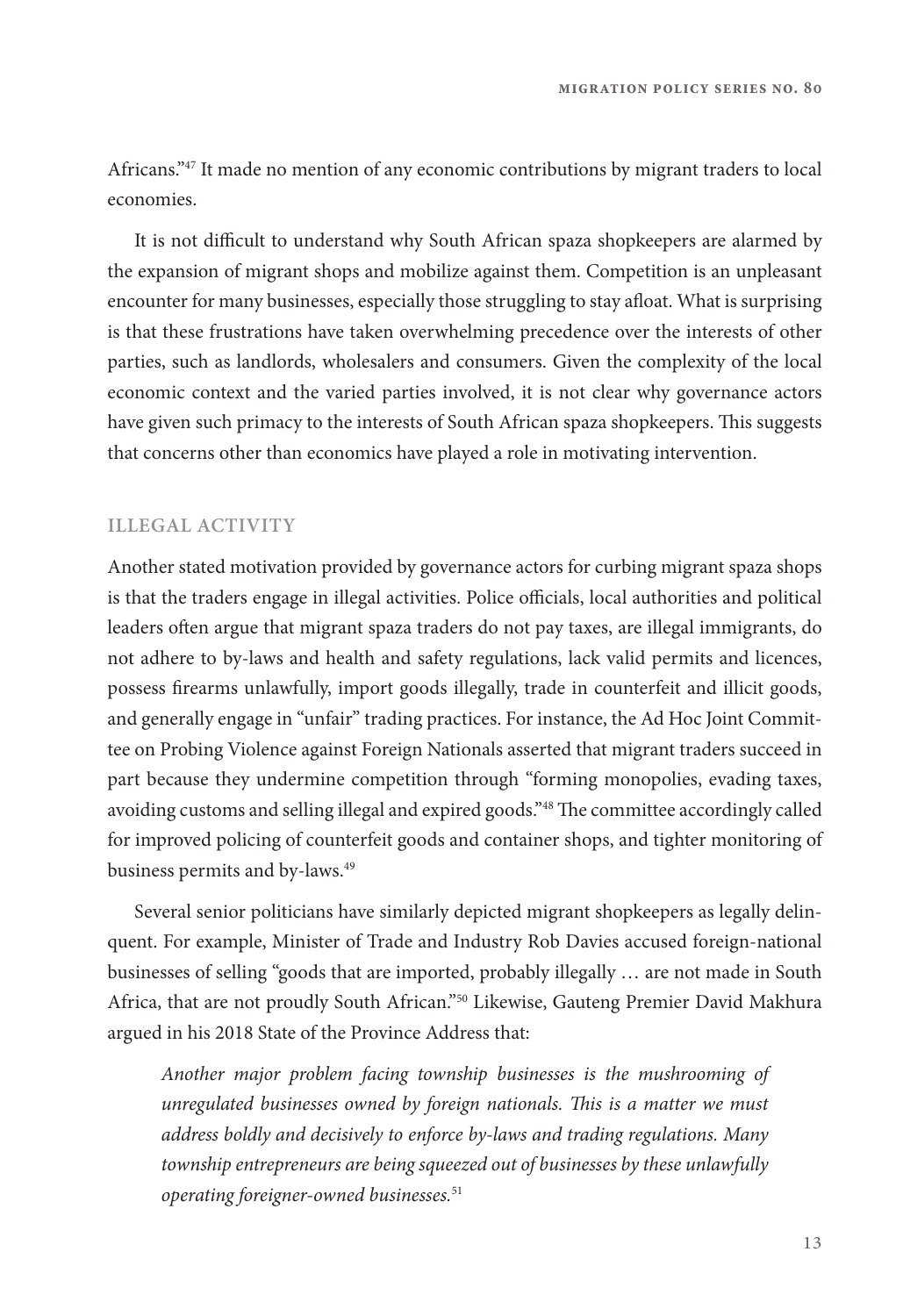Africans."[47] It made no mention of any economic contributions by migrant traders to local economies.

It is not difficult to understand why South African spaza shopkeepers are alarmed by the expansion of migrant shops and mobilize against them. Competition is an unpleasant encounter for many businesses, especially those struggling to stay afloat. What is surprising is that these frustrations have taken overwhelming precedence over the interests of other parties, such as landlords, wholesalers and consumers. Given the complexity of the local economic context and the varied parties involved, it is not clear why governance actors have given such primacy to the interests of South African spaza shopkeepers. This suggests that concerns other than economics have played a role in motivating intervention.

## ILLEGAL ACTIVITY

Another stated motivation provided by governance actors for curbing migrant spaza shops is that the traders engage in illegal activities. Police officials, local authorities and political leaders often argue that migrant spaza traders do not pay taxes, are illegal immigrants, do not adhere to by-laws and health and safety regulations, lack valid permits and licences, possess firearms unlawfully, import goods illegally, trade in counterfeit and illicit goods, and generally engage in "unfair" trading practices. For instance, the Ad Hoc Joint Committee on Probing Violence against Foreign Nationals asserted that migrant traders succeed in part because they undermine competition through "forming monopolies, evading taxes, avoiding customs and selling illegal and expired goods."[48] The committee accordingly called for improved policing of counterfeit goods and container shops, and tighter monitoring of business permits and by-laws.[49]

Several senior politicians have similarly depicted migrant shopkeepers as legally delinquent. For example, Minister of Trade and Industry Rob Davies accused foreign-national businesses of selling "goods that are imported, probably illegally … are not made in South Africa, that are not proudly South African."[50] Likewise, Gauteng Premier David Makhura argued in his 2018 State of the Province Address that:

> *Another major problem facing township businesses is the mushrooming of unregulated businesses owned by foreign nationals. This is a matter we must address boldly and decisively to enforce by-laws and trading regulations. Many township entrepreneurs are being squeezed out of businesses by these unlawfully operating foreigner-owned businesses.*[51]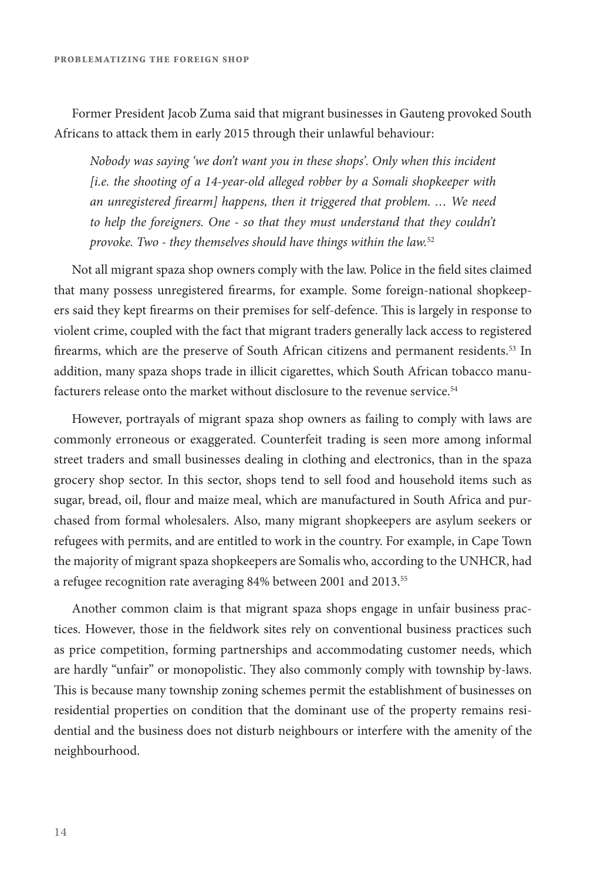Former President Jacob Zuma said that migrant businesses in Gauteng provoked South Africans to attack them in early 2015 through their unlawful behaviour:

> *Nobody was saying 'we don't want you in these shops'. Only when this incident [i.e. the shooting of a 14-year-old alleged robber by a Somali shopkeeper with an unregistered firearm] happens, then it triggered that problem. … We need to help the foreigners. One - so that they must understand that they couldn't provoke. Two - they themselves should have things within the law.*[52]

Not all migrant spaza shop owners comply with the law. Police in the field sites claimed that many possess unregistered firearms, for example. Some foreign-national shopkeepers said they kept firearms on their premises for self-defence. This is largely in response to violent crime, coupled with the fact that migrant traders generally lack access to registered firearms, which are the preserve of South African citizens and permanent residents.[53] In addition, many spaza shops trade in illicit cigarettes, which South African tobacco manufacturers release onto the market without disclosure to the revenue service.[54]

However, portrayals of migrant spaza shop owners as failing to comply with laws are commonly erroneous or exaggerated. Counterfeit trading is seen more among informal street traders and small businesses dealing in clothing and electronics, than in the spaza grocery shop sector. In this sector, shops tend to sell food and household items such as sugar, bread, oil, flour and maize meal, which are manufactured in South Africa and purchased from formal wholesalers. Also, many migrant shopkeepers are asylum seekers or refugees with permits, and are entitled to work in the country. For example, in Cape Town the majority of migrant spaza shopkeepers are Somalis who, according to the UNHCR, had a refugee recognition rate averaging 84% between 2001 and 2013.[55]

Another common claim is that migrant spaza shops engage in unfair business practices. However, those in the fieldwork sites rely on conventional business practices such as price competition, forming partnerships and accommodating customer needs, which are hardly "unfair" or monopolistic. They also commonly comply with township by-laws. This is because many township zoning schemes permit the establishment of businesses on residential properties on condition that the dominant use of the property remains residential and the business does not disturb neighbours or interfere with the amenity of the neighbourhood.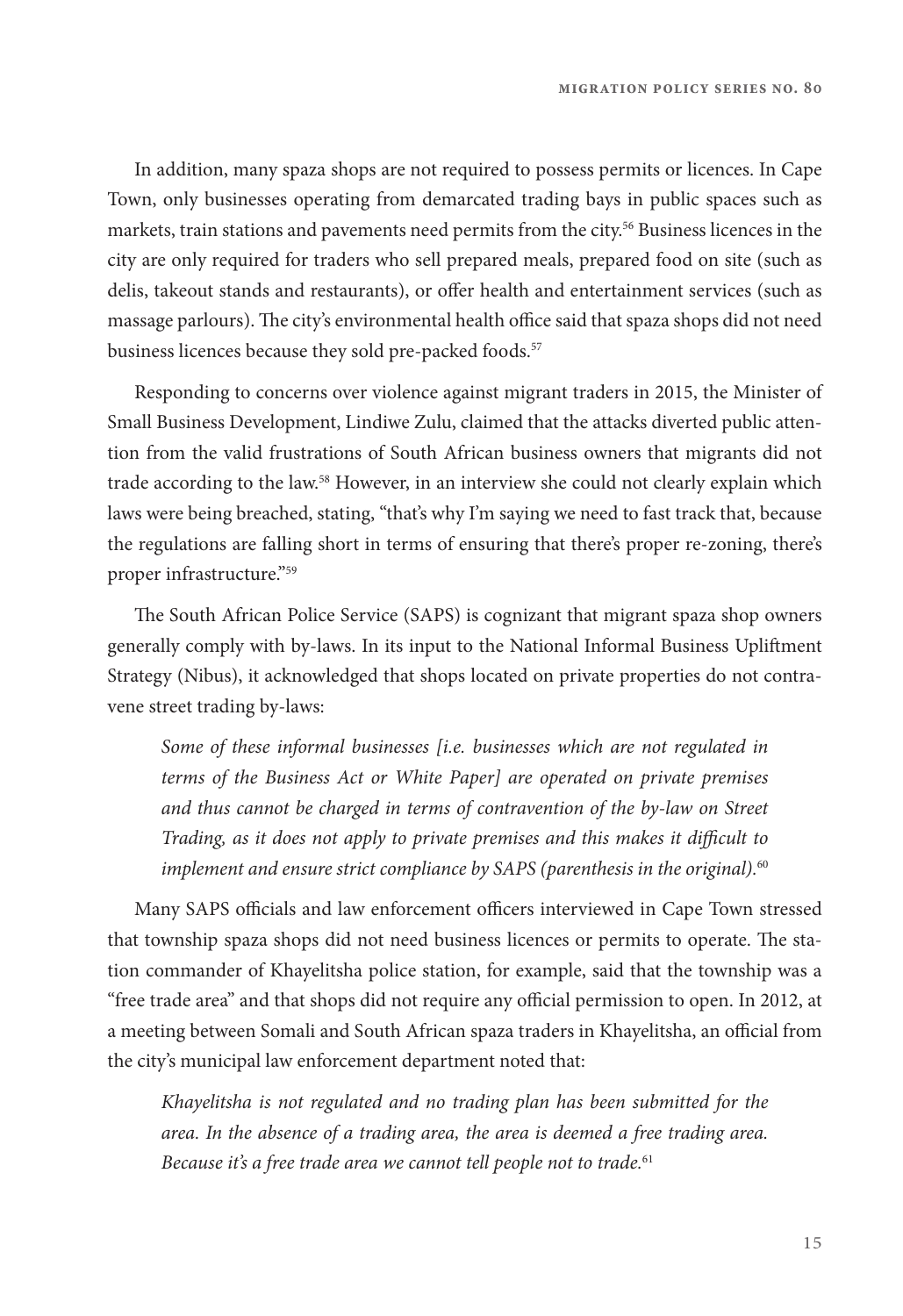In addition, many spaza shops are not required to possess permits or licences. In Cape Town, only businesses operating from demarcated trading bays in public spaces such as markets, train stations and pavements need permits from the city.[56] Business licences in the city are only required for traders who sell prepared meals, prepared food on site (such as delis, takeout stands and restaurants), or offer health and entertainment services (such as massage parlours). The city's environmental health office said that spaza shops did not need business licences because they sold pre-packed foods.[57]

Responding to concerns over violence against migrant traders in 2015, the Minister of Small Business Development, Lindiwe Zulu, claimed that the attacks diverted public attention from the valid frustrations of South African business owners that migrants did not trade according to the law.[58] However, in an interview she could not clearly explain which laws were being breached, stating, "that's why I'm saying we need to fast track that, because the regulations are falling short in terms of ensuring that there's proper re-zoning, there's proper infrastructure."[59]

The South African Police Service (SAPS) is cognizant that migrant spaza shop owners generally comply with by-laws. In its input to the National Informal Business Upliftment Strategy (Nibus), it acknowledged that shops located on private properties do not contravene street trading by-laws:

> *Some of these informal businesses [i.e. businesses which are not regulated in terms of the Business Act or White Paper] are operated on private premises and thus cannot be charged in terms of contravention of the by-law on Street Trading, as it does not apply to private premises and this makes it difficult to implement and ensure strict compliance by SAPS (parenthesis in the original).*[60]

Many SAPS officials and law enforcement officers interviewed in Cape Town stressed that township spaza shops did not need business licences or permits to operate. The station commander of Khayelitsha police station, for example, said that the township was a "free trade area" and that shops did not require any official permission to open. In 2012, at a meeting between Somali and South African spaza traders in Khayelitsha, an official from the city's municipal law enforcement department noted that:

> *Khayelitsha is not regulated and no trading plan has been submitted for the area. In the absence of a trading area, the area is deemed a free trading area. Because it's a free trade area we cannot tell people not to trade.*[61]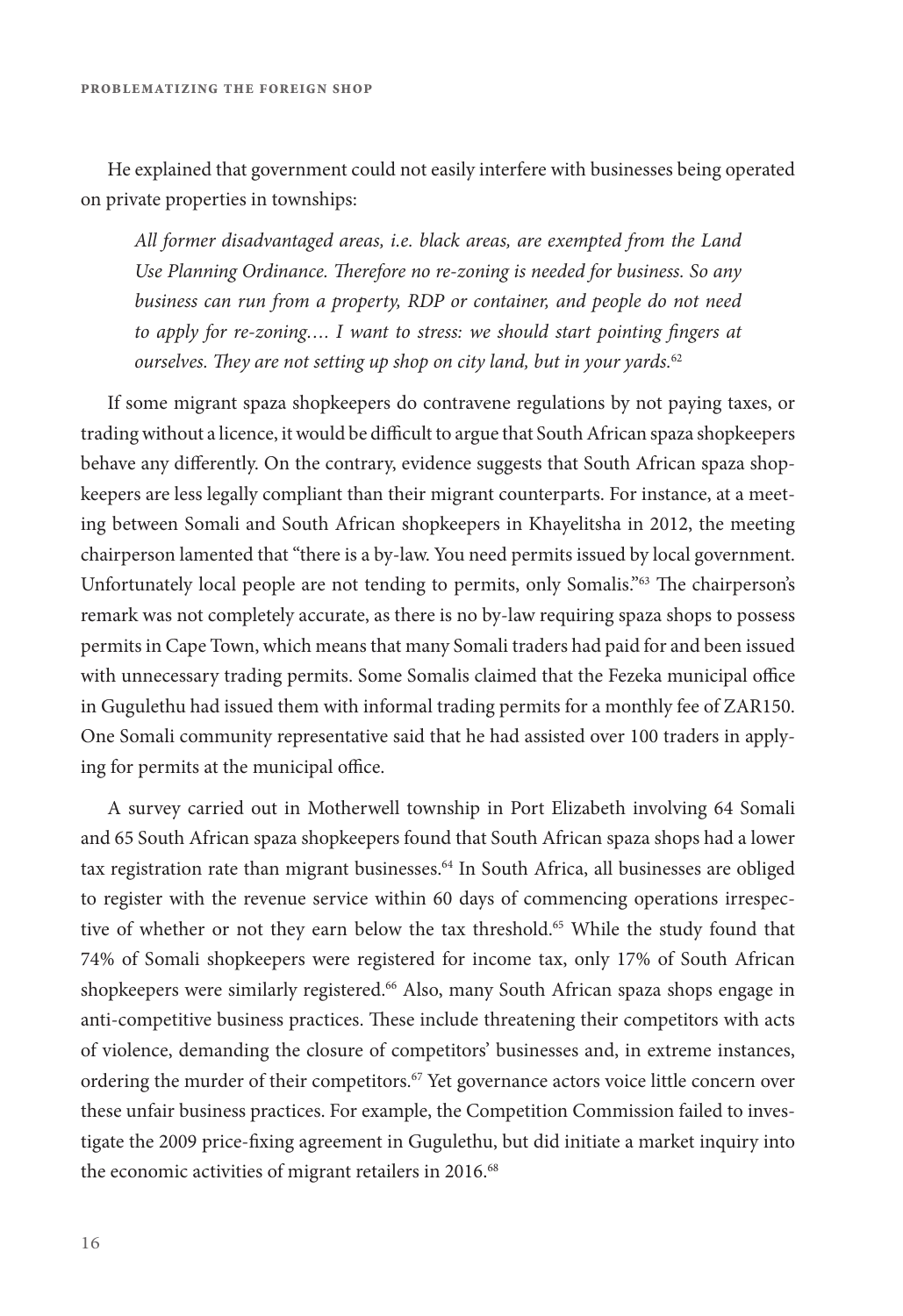He explained that government could not easily interfere with businesses being operated on private properties in townships:

> *All former disadvantaged areas, i.e. black areas, are exempted from the Land Use Planning Ordinance. Therefore no re-zoning is needed for business. So any business can run from a property, RDP or container, and people do not need to apply for re-zoning.… I want to stress: we should start pointing fingers at ourselves. They are not setting up shop on city land, but in your yards.*[62]

If some migrant spaza shopkeepers do contravene regulations by not paying taxes, or trading without a licence, it would be difficult to argue that South African spaza shopkeepers behave any differently. On the contrary, evidence suggests that South African spaza shopkeepers are less legally compliant than their migrant counterparts. For instance, at a meeting between Somali and South African shopkeepers in Khayelitsha in 2012, the meeting chairperson lamented that "there is a by-law. You need permits issued by local government. Unfortunately local people are not tending to permits, only Somalis."[63] The chairperson's remark was not completely accurate, as there is no by-law requiring spaza shops to possess permits in Cape Town, which means that many Somali traders had paid for and been issued with unnecessary trading permits. Some Somalis claimed that the Fezeka municipal office in Gugulethu had issued them with informal trading permits for a monthly fee of ZAR150. One Somali community representative said that he had assisted over 100 traders in applying for permits at the municipal office.

A survey carried out in Motherwell township in Port Elizabeth involving 64 Somali and 65 South African spaza shopkeepers found that South African spaza shops had a lower tax registration rate than migrant businesses.[64] In South Africa, all businesses are obliged to register with the revenue service within 60 days of commencing operations irrespective of whether or not they earn below the tax threshold.[65] While the study found that 74% of Somali shopkeepers were registered for income tax, only 17% of South African shopkeepers were similarly registered.[66] Also, many South African spaza shops engage in anti-competitive business practices. These include threatening their competitors with acts of violence, demanding the closure of competitors' businesses and, in extreme instances, ordering the murder of their competitors.[67] Yet governance actors voice little concern over these unfair business practices. For example, the Competition Commission failed to investigate the 2009 price-fixing agreement in Gugulethu, but did initiate a market inquiry into the economic activities of migrant retailers in 2016.[68]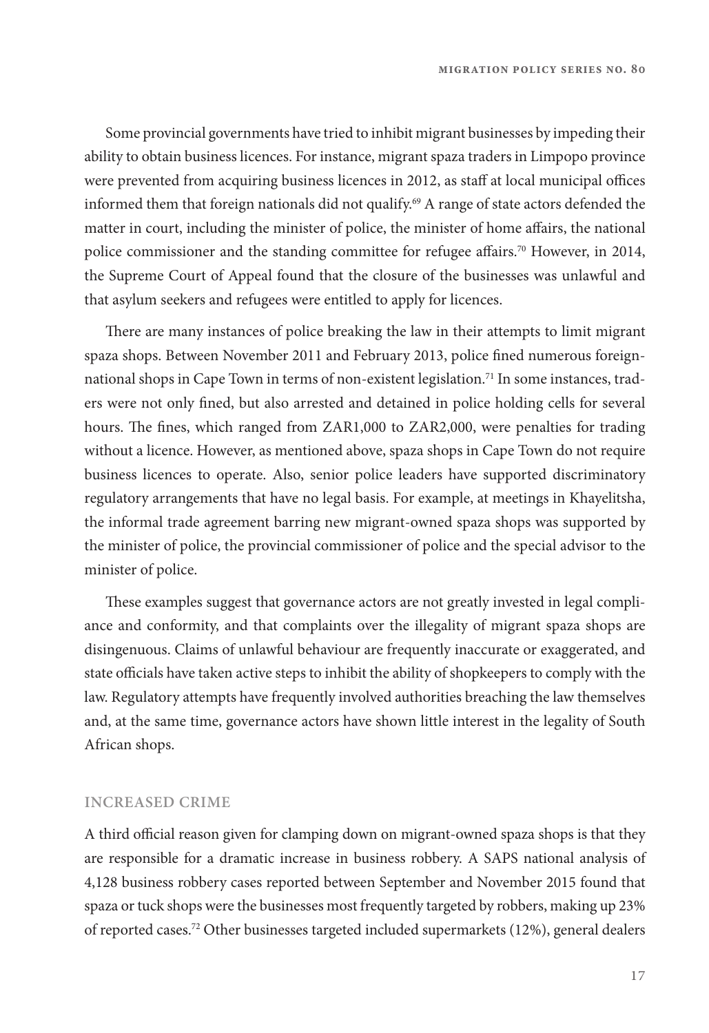Some provincial governments have tried to inhibit migrant businesses by impeding their ability to obtain business licences. For instance, migrant spaza traders in Limpopo province were prevented from acquiring business licences in 2012, as staff at local municipal offices informed them that foreign nationals did not qualify.[69] A range of state actors defended the matter in court, including the minister of police, the minister of home affairs, the national police commissioner and the standing committee for refugee affairs.[70] However, in 2014, the Supreme Court of Appeal found that the closure of the businesses was unlawful and that asylum seekers and refugees were entitled to apply for licences.

There are many instances of police breaking the law in their attempts to limit migrant spaza shops. Between November 2011 and February 2013, police fined numerous foreign-national shops in Cape Town in terms of non-existent legislation.[71] In some instances, traders were not only fined, but also arrested and detained in police holding cells for several hours. The fines, which ranged from ZAR1,000 to ZAR2,000, were penalties for trading without a licence. However, as mentioned above, spaza shops in Cape Town do not require business licences to operate. Also, senior police leaders have supported discriminatory regulatory arrangements that have no legal basis. For example, at meetings in Khayelitsha, the informal trade agreement barring new migrant-owned spaza shops was supported by the minister of police, the provincial commissioner of police and the special advisor to the minister of police.

These examples suggest that governance actors are not greatly invested in legal compliance and conformity, and that complaints over the illegality of migrant spaza shops are disingenuous. Claims of unlawful behaviour are frequently inaccurate or exaggerated, and state officials have taken active steps to inhibit the ability of shopkeepers to comply with the law. Regulatory attempts have frequently involved authorities breaching the law themselves and, at the same time, governance actors have shown little interest in the legality of South African shops.

## INCREASED CRIME

A third official reason given for clamping down on migrant-owned spaza shops is that they are responsible for a dramatic increase in business robbery. A SAPS national analysis of 4,128 business robbery cases reported between September and November 2015 found that spaza or tuck shops were the businesses most frequently targeted by robbers, making up 23% of reported cases.[72] Other businesses targeted included supermarkets (12%), general dealers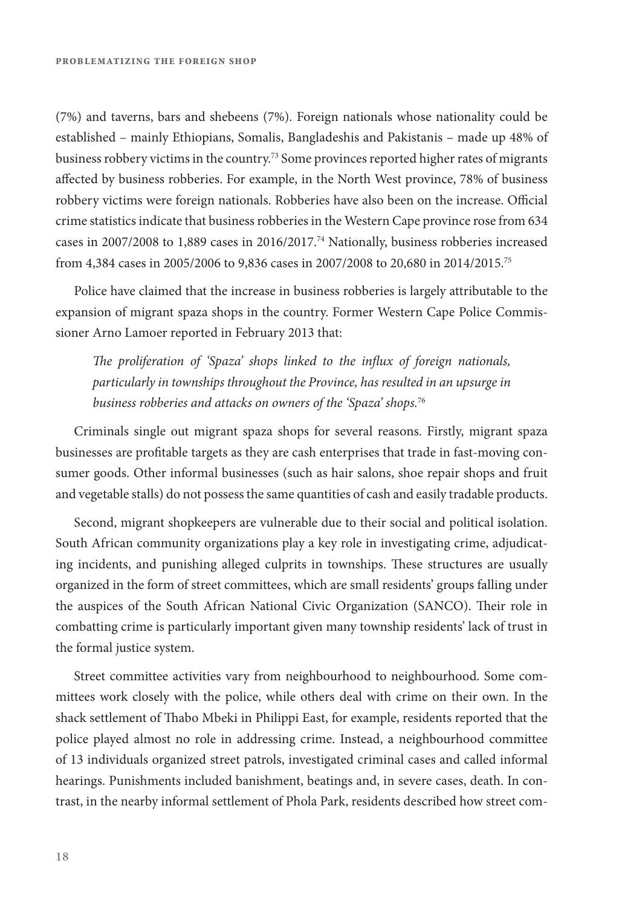(7%) and taverns, bars and shebeens (7%). Foreign nationals whose nationality could be established – mainly Ethiopians, Somalis, Bangladeshis and Pakistanis – made up 48% of business robbery victims in the country.[73] Some provinces reported higher rates of migrants affected by business robberies. For example, in the North West province, 78% of business robbery victims were foreign nationals. Robberies have also been on the increase. Official crime statistics indicate that business robberies in the Western Cape province rose from 634 cases in 2007/2008 to 1,889 cases in 2016/2017.[74] Nationally, business robberies increased from 4,384 cases in 2005/2006 to 9,836 cases in 2007/2008 to 20,680 in 2014/2015.[75]

Police have claimed that the increase in business robberies is largely attributable to the expansion of migrant spaza shops in the country. Former Western Cape Police Commissioner Arno Lamoer reported in February 2013 that:

> *The proliferation of 'Spaza' shops linked to the influx of foreign nationals, particularly in townships throughout the Province, has resulted in an upsurge in business robberies and attacks on owners of the 'Spaza' shops.*[76]

Criminals single out migrant spaza shops for several reasons. Firstly, migrant spaza businesses are profitable targets as they are cash enterprises that trade in fast-moving consumer goods. Other informal businesses (such as hair salons, shoe repair shops and fruit and vegetable stalls) do not possess the same quantities of cash and easily tradable products.

Second, migrant shopkeepers are vulnerable due to their social and political isolation. South African community organizations play a key role in investigating crime, adjudicating incidents, and punishing alleged culprits in townships. These structures are usually organized in the form of street committees, which are small residents' groups falling under the auspices of the South African National Civic Organization (SANCO). Their role in combatting crime is particularly important given many township residents' lack of trust in the formal justice system.

Street committee activities vary from neighbourhood to neighbourhood. Some committees work closely with the police, while others deal with crime on their own. In the shack settlement of Thabo Mbeki in Philippi East, for example, residents reported that the police played almost no role in addressing crime. Instead, a neighbourhood committee of 13 individuals organized street patrols, investigated criminal cases and called informal hearings. Punishments included banishment, beatings and, in severe cases, death. In contrast, in the nearby informal settlement of Phola Park, residents described how street com-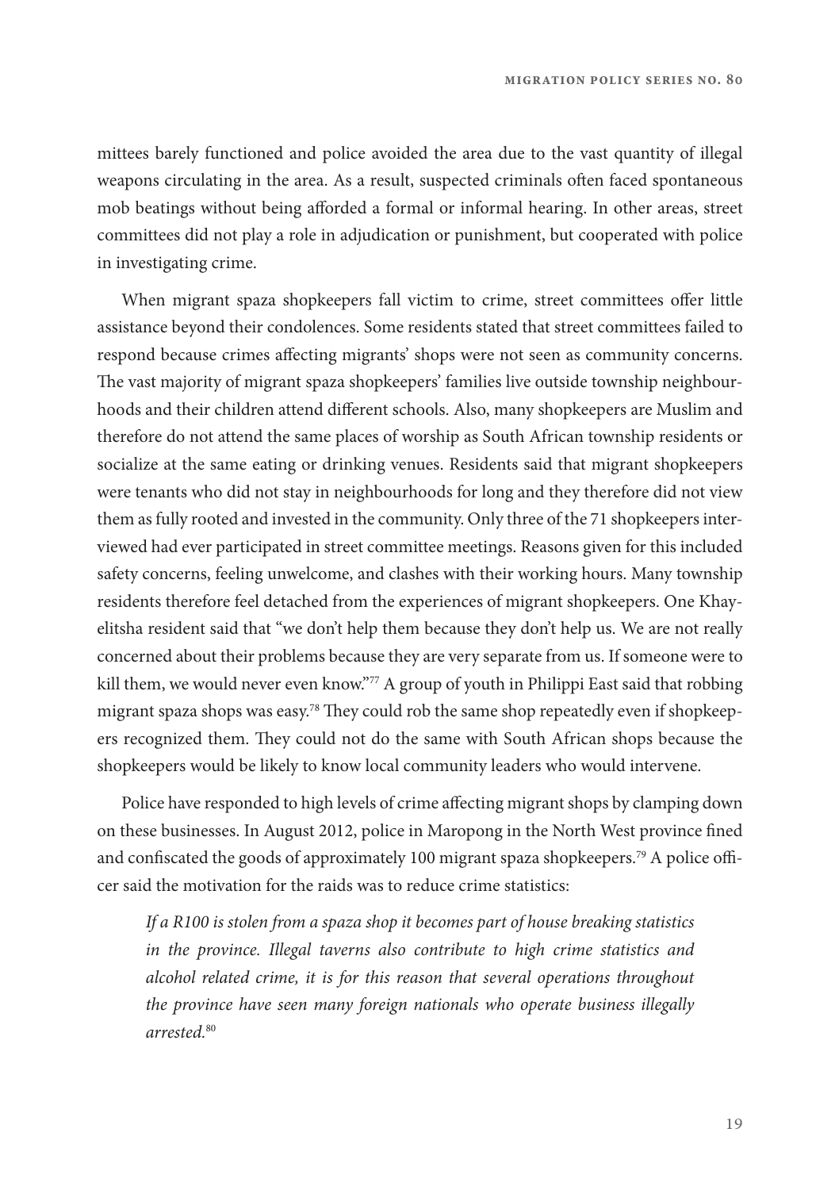mittees barely functioned and police avoided the area due to the vast quantity of illegal weapons circulating in the area. As a result, suspected criminals often faced spontaneous mob beatings without being afforded a formal or informal hearing. In other areas, street committees did not play a role in adjudication or punishment, but cooperated with police in investigating crime.

When migrant spaza shopkeepers fall victim to crime, street committees offer little assistance beyond their condolences. Some residents stated that street committees failed to respond because crimes affecting migrants' shops were not seen as community concerns. The vast majority of migrant spaza shopkeepers' families live outside township neighbourhoods and their children attend different schools. Also, many shopkeepers are Muslim and therefore do not attend the same places of worship as South African township residents or socialize at the same eating or drinking venues. Residents said that migrant shopkeepers were tenants who did not stay in neighbourhoods for long and they therefore did not view them as fully rooted and invested in the community. Only three of the 71 shopkeepers interviewed had ever participated in street committee meetings. Reasons given for this included safety concerns, feeling unwelcome, and clashes with their working hours. Many township residents therefore feel detached from the experiences of migrant shopkeepers. One Khayelitsha resident said that "we don't help them because they don't help us. We are not really concerned about their problems because they are very separate from us. If someone were to kill them, we would never even know."[77] A group of youth in Philippi East said that robbing migrant spaza shops was easy.[78] They could rob the same shop repeatedly even if shopkeepers recognized them. They could not do the same with South African shops because the shopkeepers would be likely to know local community leaders who would intervene.

Police have responded to high levels of crime affecting migrant shops by clamping down on these businesses. In August 2012, police in Maropong in the North West province fined and confiscated the goods of approximately 100 migrant spaza shopkeepers.[79] A police officer said the motivation for the raids was to reduce crime statistics:

> *If a R100 is stolen from a spaza shop it becomes part of house breaking statistics in the province. Illegal taverns also contribute to high crime statistics and alcohol related crime, it is for this reason that several operations throughout the province have seen many foreign nationals who operate business illegally arrested.*[80]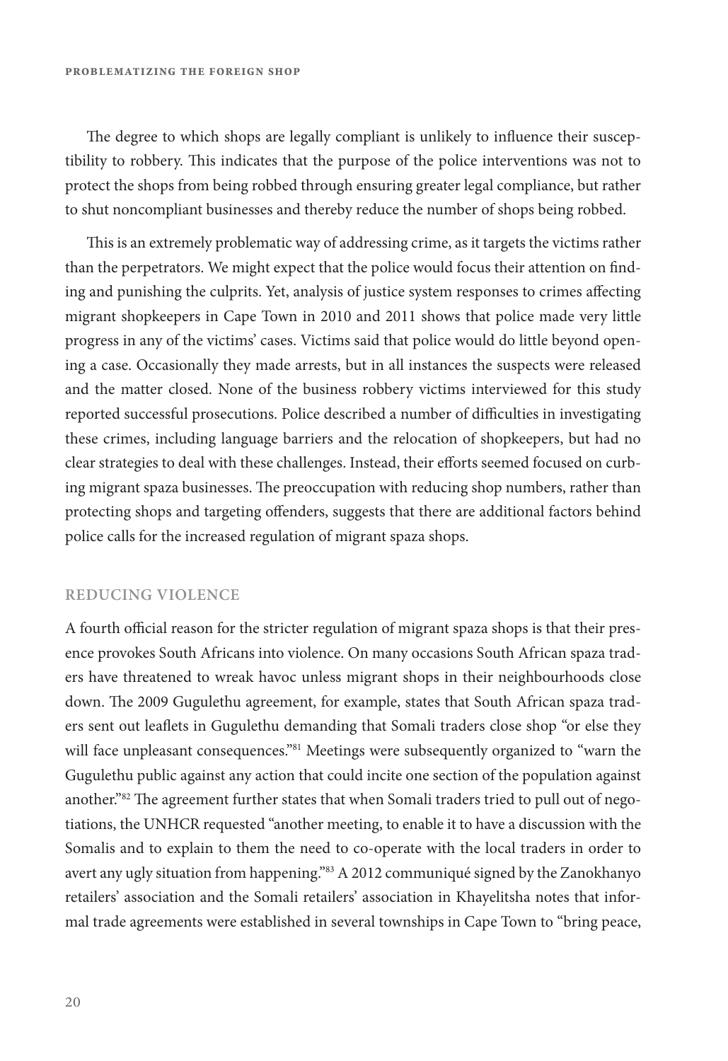The degree to which shops are legally compliant is unlikely to influence their susceptibility to robbery. This indicates that the purpose of the police interventions was not to protect the shops from being robbed through ensuring greater legal compliance, but rather to shut noncompliant businesses and thereby reduce the number of shops being robbed.

This is an extremely problematic way of addressing crime, as it targets the victims rather than the perpetrators. We might expect that the police would focus their attention on finding and punishing the culprits. Yet, analysis of justice system responses to crimes affecting migrant shopkeepers in Cape Town in 2010 and 2011 shows that police made very little progress in any of the victims' cases. Victims said that police would do little beyond opening a case. Occasionally they made arrests, but in all instances the suspects were released and the matter closed. None of the business robbery victims interviewed for this study reported successful prosecutions. Police described a number of difficulties in investigating these crimes, including language barriers and the relocation of shopkeepers, but had no clear strategies to deal with these challenges. Instead, their efforts seemed focused on curbing migrant spaza businesses. The preoccupation with reducing shop numbers, rather than protecting shops and targeting offenders, suggests that there are additional factors behind police calls for the increased regulation of migrant spaza shops.

## REDUCING VIOLENCE

A fourth official reason for the stricter regulation of migrant spaza shops is that their presence provokes South Africans into violence. On many occasions South African spaza traders have threatened to wreak havoc unless migrant shops in their neighbourhoods close down. The 2009 Gugulethu agreement, for example, states that South African spaza traders sent out leaflets in Gugulethu demanding that Somali traders close shop "or else they will face unpleasant consequences."[81] Meetings were subsequently organized to "warn the Gugulethu public against any action that could incite one section of the population against another."[82] The agreement further states that when Somali traders tried to pull out of negotiations, the UNHCR requested "another meeting, to enable it to have a discussion with the Somalis and to explain to them the need to co-operate with the local traders in order to avert any ugly situation from happening."[83] A 2012 communiqué signed by the Zanokhanyo retailers' association and the Somali retailers' association in Khayelitsha notes that informal trade agreements were established in several townships in Cape Town to "bring peace,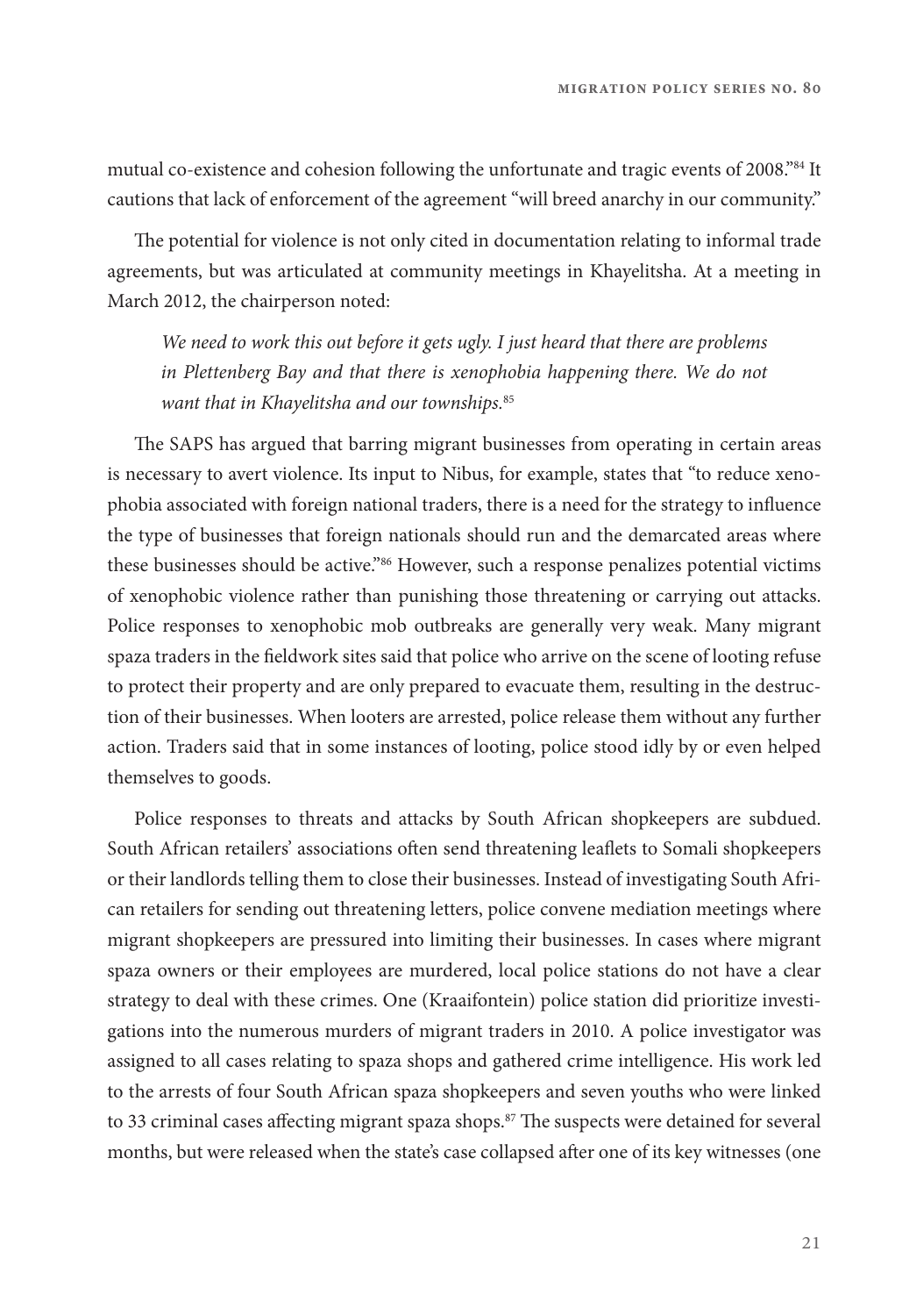mutual co-existence and cohesion following the unfortunate and tragic events of 2008."[84] It cautions that lack of enforcement of the agreement "will breed anarchy in our community."

The potential for violence is not only cited in documentation relating to informal trade agreements, but was articulated at community meetings in Khayelitsha. At a meeting in March 2012, the chairperson noted:

> *We need to work this out before it gets ugly. I just heard that there are problems in Plettenberg Bay and that there is xenophobia happening there. We do not want that in Khayelitsha and our townships.*[85]

The SAPS has argued that barring migrant businesses from operating in certain areas is necessary to avert violence. Its input to Nibus, for example, states that "to reduce xenophobia associated with foreign national traders, there is a need for the strategy to influence the type of businesses that foreign nationals should run and the demarcated areas where these businesses should be active."[86] However, such a response penalizes potential victims of xenophobic violence rather than punishing those threatening or carrying out attacks. Police responses to xenophobic mob outbreaks are generally very weak. Many migrant spaza traders in the fieldwork sites said that police who arrive on the scene of looting refuse to protect their property and are only prepared to evacuate them, resulting in the destruction of their businesses. When looters are arrested, police release them without any further action. Traders said that in some instances of looting, police stood idly by or even helped themselves to goods.

Police responses to threats and attacks by South African shopkeepers are subdued. South African retailers' associations often send threatening leaflets to Somali shopkeepers or their landlords telling them to close their businesses. Instead of investigating South African retailers for sending out threatening letters, police convene mediation meetings where migrant shopkeepers are pressured into limiting their businesses. In cases where migrant spaza owners or their employees are murdered, local police stations do not have a clear strategy to deal with these crimes. One (Kraaifontein) police station did prioritize investigations into the numerous murders of migrant traders in 2010. A police investigator was assigned to all cases relating to spaza shops and gathered crime intelligence. His work led to the arrests of four South African spaza shopkeepers and seven youths who were linked to 33 criminal cases affecting migrant spaza shops.[87] The suspects were detained for several months, but were released when the state's case collapsed after one of its key witnesses (one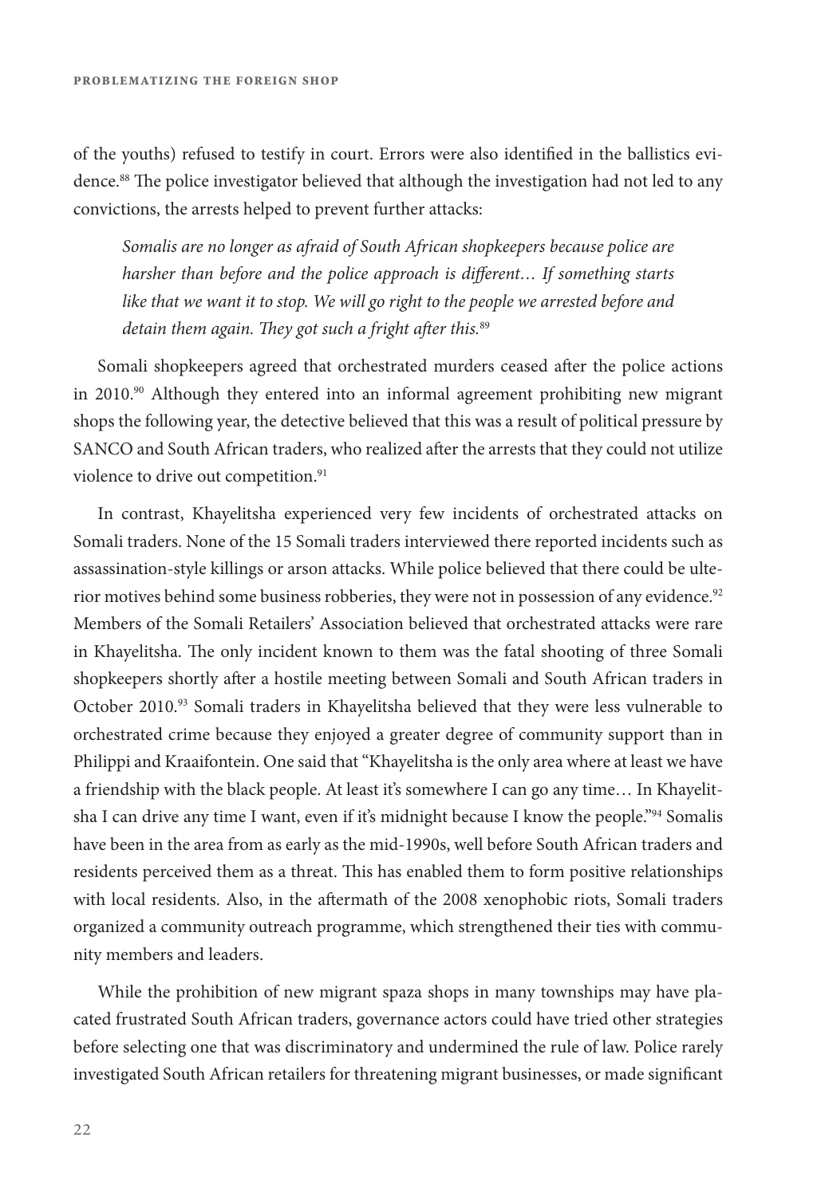of the youths) refused to testify in court. Errors were also identified in the ballistics evidence.[88] The police investigator believed that although the investigation had not led to any convictions, the arrests helped to prevent further attacks:

> *Somalis are no longer as afraid of South African shopkeepers because police are harsher than before and the police approach is different… If something starts like that we want it to stop. We will go right to the people we arrested before and detain them again. They got such a fright after this.*[89]

Somali shopkeepers agreed that orchestrated murders ceased after the police actions in 2010.[90] Although they entered into an informal agreement prohibiting new migrant shops the following year, the detective believed that this was a result of political pressure by SANCO and South African traders, who realized after the arrests that they could not utilize violence to drive out competition.[91]

In contrast, Khayelitsha experienced very few incidents of orchestrated attacks on Somali traders. None of the 15 Somali traders interviewed there reported incidents such as assassination-style killings or arson attacks. While police believed that there could be ulterior motives behind some business robberies, they were not in possession of any evidence.[92] Members of the Somali Retailers' Association believed that orchestrated attacks were rare in Khayelitsha. The only incident known to them was the fatal shooting of three Somali shopkeepers shortly after a hostile meeting between Somali and South African traders in October 2010.[93] Somali traders in Khayelitsha believed that they were less vulnerable to orchestrated crime because they enjoyed a greater degree of community support than in Philippi and Kraaifontein. One said that "Khayelitsha is the only area where at least we have a friendship with the black people. At least it's somewhere I can go any time… In Khayelitsha I can drive any time I want, even if it's midnight because I know the people."[94] Somalis have been in the area from as early as the mid-1990s, well before South African traders and residents perceived them as a threat. This has enabled them to form positive relationships with local residents. Also, in the aftermath of the 2008 xenophobic riots, Somali traders organized a community outreach programme, which strengthened their ties with community members and leaders.

While the prohibition of new migrant spaza shops in many townships may have placated frustrated South African traders, governance actors could have tried other strategies before selecting one that was discriminatory and undermined the rule of law. Police rarely investigated South African retailers for threatening migrant businesses, or made significant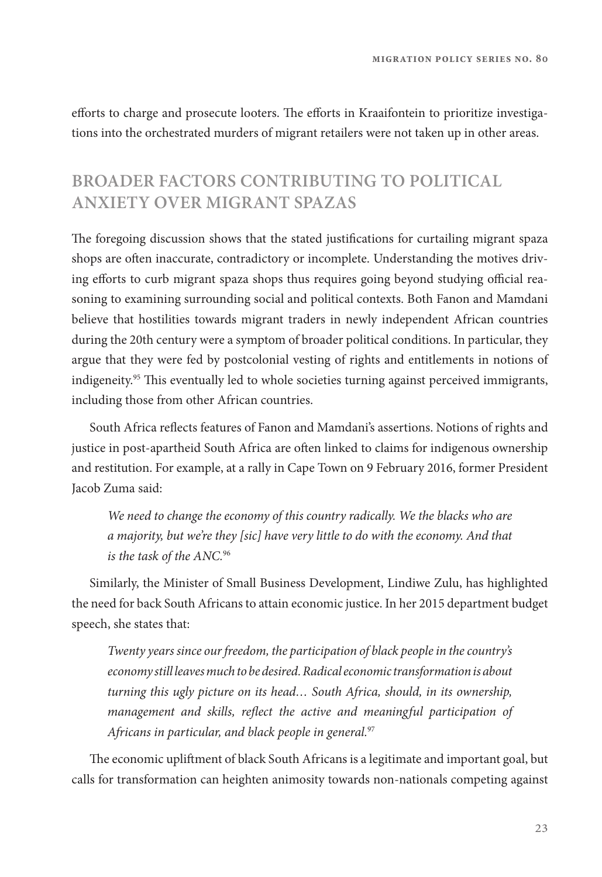efforts to charge and prosecute looters. The efforts in Kraaifontein to prioritize investigations into the orchestrated murders of migrant retailers were not taken up in other areas.

## BROADER FACTORS CONTRIBUTING TO POLITICAL ANXIETY OVER MIGRANT SPAZAS

The foregoing discussion shows that the stated justifications for curtailing migrant spaza shops are often inaccurate, contradictory or incomplete. Understanding the motives driving efforts to curb migrant spaza shops thus requires going beyond studying official reasoning to examining surrounding social and political contexts. Both Fanon and Mamdani believe that hostilities towards migrant traders in newly independent African countries during the 20th century were a symptom of broader political conditions. In particular, they argue that they were fed by postcolonial vesting of rights and entitlements in notions of indigeneity.[95] This eventually led to whole societies turning against perceived immigrants, including those from other African countries.

South Africa reflects features of Fanon and Mamdani's assertions. Notions of rights and justice in post-apartheid South Africa are often linked to claims for indigenous ownership and restitution. For example, at a rally in Cape Town on 9 February 2016, former President Jacob Zuma said:

> *We need to change the economy of this country radically. We the blacks who are a majority, but we're they [sic] have very little to do with the economy. And that is the task of the ANC.*[96]

Similarly, the Minister of Small Business Development, Lindiwe Zulu, has highlighted the need for back South Africans to attain economic justice. In her 2015 department budget speech, she states that:

> *Twenty years since our freedom, the participation of black people in the country's economy still leaves much to be desired. Radical economic transformation is about turning this ugly picture on its head… South Africa, should, in its ownership, management and skills, reflect the active and meaningful participation of Africans in particular, and black people in general.*[97]

The economic upliftment of black South Africans is a legitimate and important goal, but calls for transformation can heighten animosity towards non-nationals competing against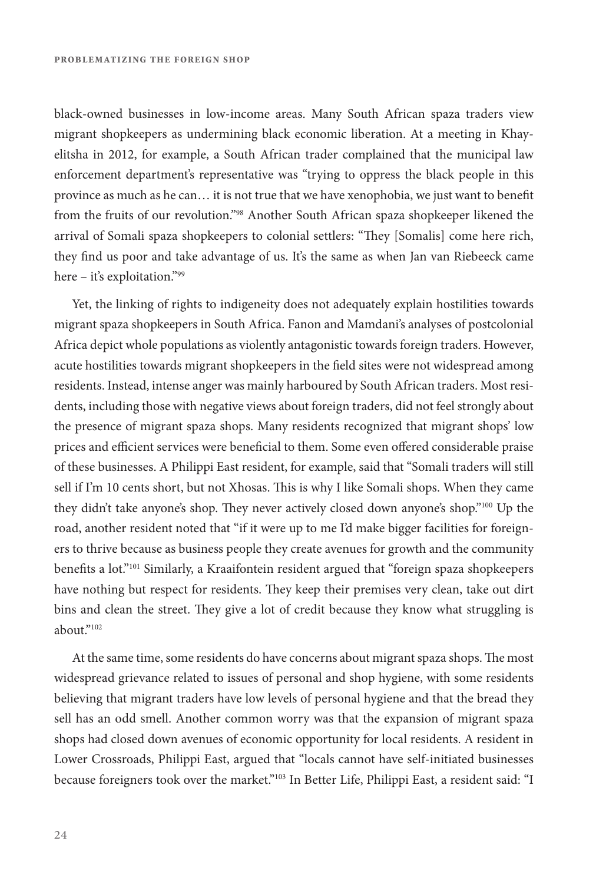black-owned businesses in low-income areas. Many South African spaza traders view migrant shopkeepers as undermining black economic liberation. At a meeting in Khayelitsha in 2012, for example, a South African trader complained that the municipal law enforcement department's representative was "trying to oppress the black people in this province as much as he can… it is not true that we have xenophobia, we just want to benefit from the fruits of our revolution."[98] Another South African spaza shopkeeper likened the arrival of Somali spaza shopkeepers to colonial settlers: "They [Somalis] come here rich, they find us poor and take advantage of us. It's the same as when Jan van Riebeeck came here – it's exploitation."[99]

Yet, the linking of rights to indigeneity does not adequately explain hostilities towards migrant spaza shopkeepers in South Africa. Fanon and Mamdani's analyses of postcolonial Africa depict whole populations as violently antagonistic towards foreign traders. However, acute hostilities towards migrant shopkeepers in the field sites were not widespread among residents. Instead, intense anger was mainly harboured by South African traders. Most residents, including those with negative views about foreign traders, did not feel strongly about the presence of migrant spaza shops. Many residents recognized that migrant shops' low prices and efficient services were beneficial to them. Some even offered considerable praise of these businesses. A Philippi East resident, for example, said that "Somali traders will still sell if I'm 10 cents short, but not Xhosas. This is why I like Somali shops. When they came they didn't take anyone's shop. They never actively closed down anyone's shop."[100] Up the road, another resident noted that "if it were up to me I'd make bigger facilities for foreigners to thrive because as business people they create avenues for growth and the community benefits a lot."[101] Similarly, a Kraaifontein resident argued that "foreign spaza shopkeepers have nothing but respect for residents. They keep their premises very clean, take out dirt bins and clean the street. They give a lot of credit because they know what struggling is about."[102]

At the same time, some residents do have concerns about migrant spaza shops. The most widespread grievance related to issues of personal and shop hygiene, with some residents believing that migrant traders have low levels of personal hygiene and that the bread they sell has an odd smell. Another common worry was that the expansion of migrant spaza shops had closed down avenues of economic opportunity for local residents. A resident in Lower Crossroads, Philippi East, argued that "locals cannot have self-initiated businesses because foreigners took over the market."[103] In Better Life, Philippi East, a resident said: "I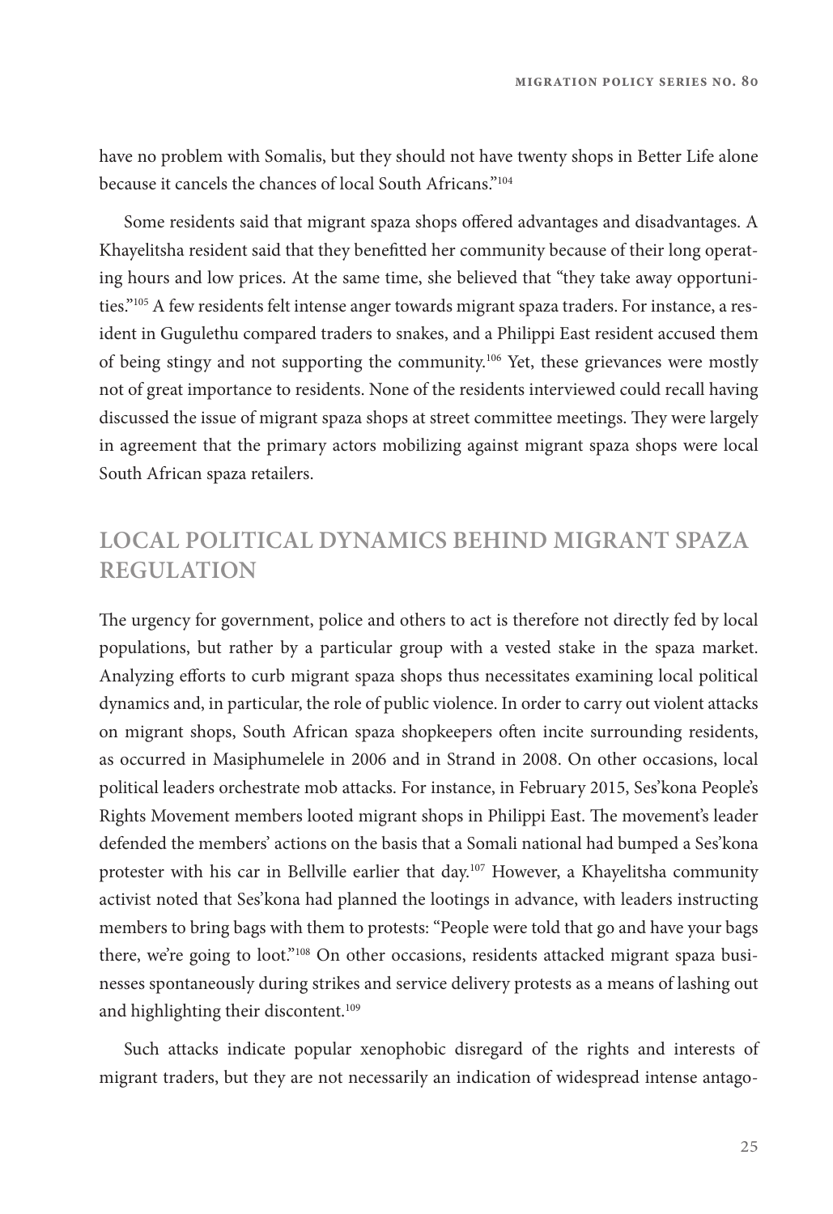have no problem with Somalis, but they should not have twenty shops in Better Life alone because it cancels the chances of local South Africans."[104]

Some residents said that migrant spaza shops offered advantages and disadvantages. A Khayelitsha resident said that they benefitted her community because of their long operating hours and low prices. At the same time, she believed that "they take away opportunities."[105] A few residents felt intense anger towards migrant spaza traders. For instance, a resident in Gugulethu compared traders to snakes, and a Philippi East resident accused them of being stingy and not supporting the community.[106] Yet, these grievances were mostly not of great importance to residents. None of the residents interviewed could recall having discussed the issue of migrant spaza shops at street committee meetings. They were largely in agreement that the primary actors mobilizing against migrant spaza shops were local South African spaza retailers.

## LOCAL POLITICAL DYNAMICS BEHIND MIGRANT SPAZA REGULATION

The urgency for government, police and others to act is therefore not directly fed by local populations, but rather by a particular group with a vested stake in the spaza market. Analyzing efforts to curb migrant spaza shops thus necessitates examining local political dynamics and, in particular, the role of public violence. In order to carry out violent attacks on migrant shops, South African spaza shopkeepers often incite surrounding residents, as occurred in Masiphumelele in 2006 and in Strand in 2008. On other occasions, local political leaders orchestrate mob attacks. For instance, in February 2015, Ses'kona People's Rights Movement members looted migrant shops in Philippi East. The movement's leader defended the members' actions on the basis that a Somali national had bumped a Ses'kona protester with his car in Bellville earlier that day.[107] However, a Khayelitsha community activist noted that Ses'kona had planned the lootings in advance, with leaders instructing members to bring bags with them to protests: "People were told that go and have your bags there, we're going to loot."[108] On other occasions, residents attacked migrant spaza businesses spontaneously during strikes and service delivery protests as a means of lashing out and highlighting their discontent.[109]

Such attacks indicate popular xenophobic disregard of the rights and interests of migrant traders, but they are not necessarily an indication of widespread intense antago-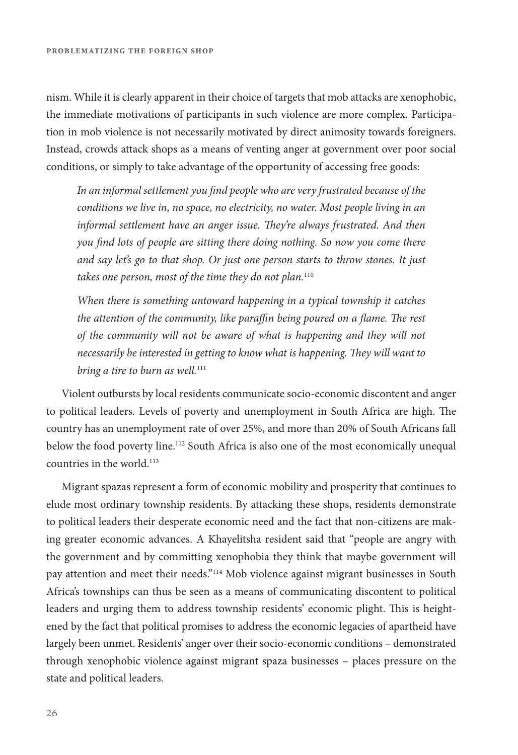nism. While it is clearly apparent in their choice of targets that mob attacks are xenophobic, the immediate motivations of participants in such violence are more complex. Participation in mob violence is not necessarily motivated by direct animosity towards foreigners. Instead, crowds attack shops as a means of venting anger at government over poor social conditions, or simply to take advantage of the opportunity of accessing free goods:

> *In an informal settlement you find people who are very frustrated because of the conditions we live in, no space, no electricity, no water. Most people living in an informal settlement have an anger issue. They're always frustrated. And then you find lots of people are sitting there doing nothing. So now you come there and say let's go to that shop. Or just one person starts to throw stones. It just takes one person, most of the time they do not plan.*[110]

> *When there is something untoward happening in a typical township it catches the attention of the community, like paraffin being poured on a flame. The rest of the community will not be aware of what is happening and they will not necessarily be interested in getting to know what is happening. They will want to bring a tire to burn as well.*[111]

Violent outbursts by local residents communicate socio-economic discontent and anger to political leaders. Levels of poverty and unemployment in South Africa are high. The country has an unemployment rate of over 25%, and more than 20% of South Africans fall below the food poverty line.[112] South Africa is also one of the most economically unequal countries in the world.[113]

Migrant spazas represent a form of economic mobility and prosperity that continues to elude most ordinary township residents. By attacking these shops, residents demonstrate to political leaders their desperate economic need and the fact that non-citizens are making greater economic advances. A Khayelitsha resident said that "people are angry with the government and by committing xenophobia they think that maybe government will pay attention and meet their needs."[114] Mob violence against migrant businesses in South Africa's townships can thus be seen as a means of communicating discontent to political leaders and urging them to address township residents' economic plight. This is heightened by the fact that political promises to address the economic legacies of apartheid have largely been unmet. Residents' anger over their socio-economic conditions – demonstrated through xenophobic violence against migrant spaza businesses – places pressure on the state and political leaders.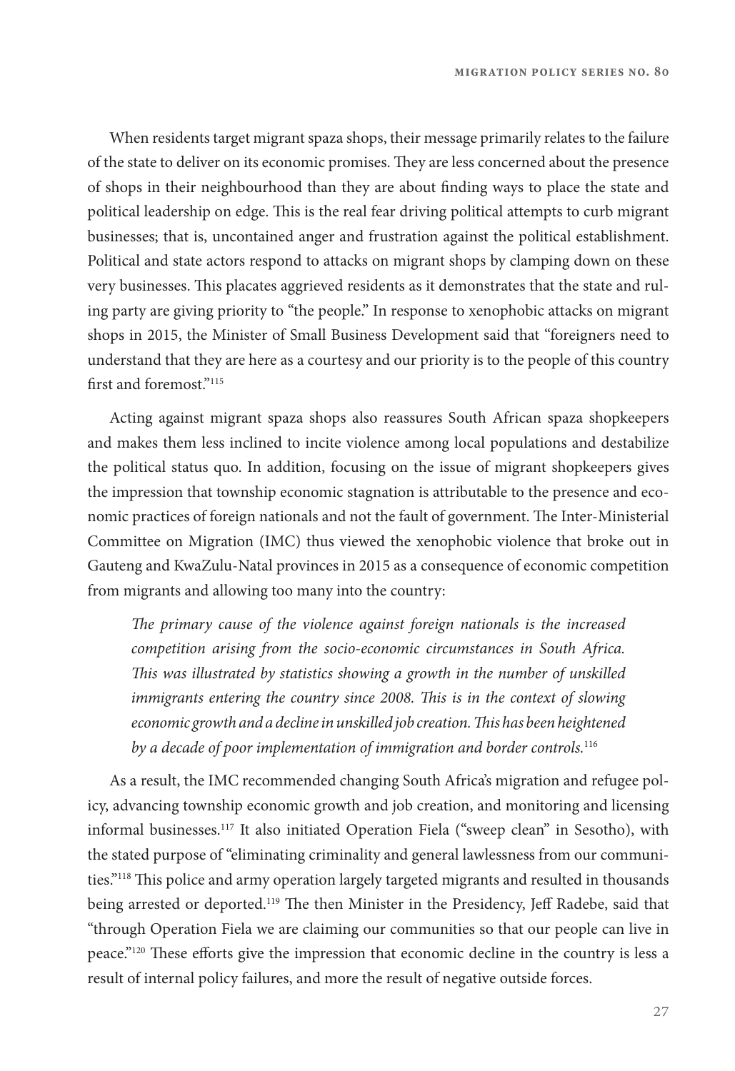When residents target migrant spaza shops, their message primarily relates to the failure of the state to deliver on its economic promises. They are less concerned about the presence of shops in their neighbourhood than they are about finding ways to place the state and political leadership on edge. This is the real fear driving political attempts to curb migrant businesses; that is, uncontained anger and frustration against the political establishment. Political and state actors respond to attacks on migrant shops by clamping down on these very businesses. This placates aggrieved residents as it demonstrates that the state and ruling party are giving priority to "the people." In response to xenophobic attacks on migrant shops in 2015, the Minister of Small Business Development said that "foreigners need to understand that they are here as a courtesy and our priority is to the people of this country first and foremost."[115]

Acting against migrant spaza shops also reassures South African spaza shopkeepers and makes them less inclined to incite violence among local populations and destabilize the political status quo. In addition, focusing on the issue of migrant shopkeepers gives the impression that township economic stagnation is attributable to the presence and economic practices of foreign nationals and not the fault of government. The Inter-Ministerial Committee on Migration (IMC) thus viewed the xenophobic violence that broke out in Gauteng and KwaZulu-Natal provinces in 2015 as a consequence of economic competition from migrants and allowing too many into the country:

> *The primary cause of the violence against foreign nationals is the increased competition arising from the socio-economic circumstances in South Africa. This was illustrated by statistics showing a growth in the number of unskilled immigrants entering the country since 2008. This is in the context of slowing economic growth and a decline in unskilled job creation. This has been heightened by a decade of poor implementation of immigration and border controls.*[116]

As a result, the IMC recommended changing South Africa's migration and refugee policy, advancing township economic growth and job creation, and monitoring and licensing informal businesses.[117] It also initiated Operation Fiela ("sweep clean" in Sesotho), with the stated purpose of "eliminating criminality and general lawlessness from our communities."[118] This police and army operation largely targeted migrants and resulted in thousands being arrested or deported.[119] The then Minister in the Presidency, Jeff Radebe, said that "through Operation Fiela we are claiming our communities so that our people can live in peace."[120] These efforts give the impression that economic decline in the country is less a result of internal policy failures, and more the result of negative outside forces.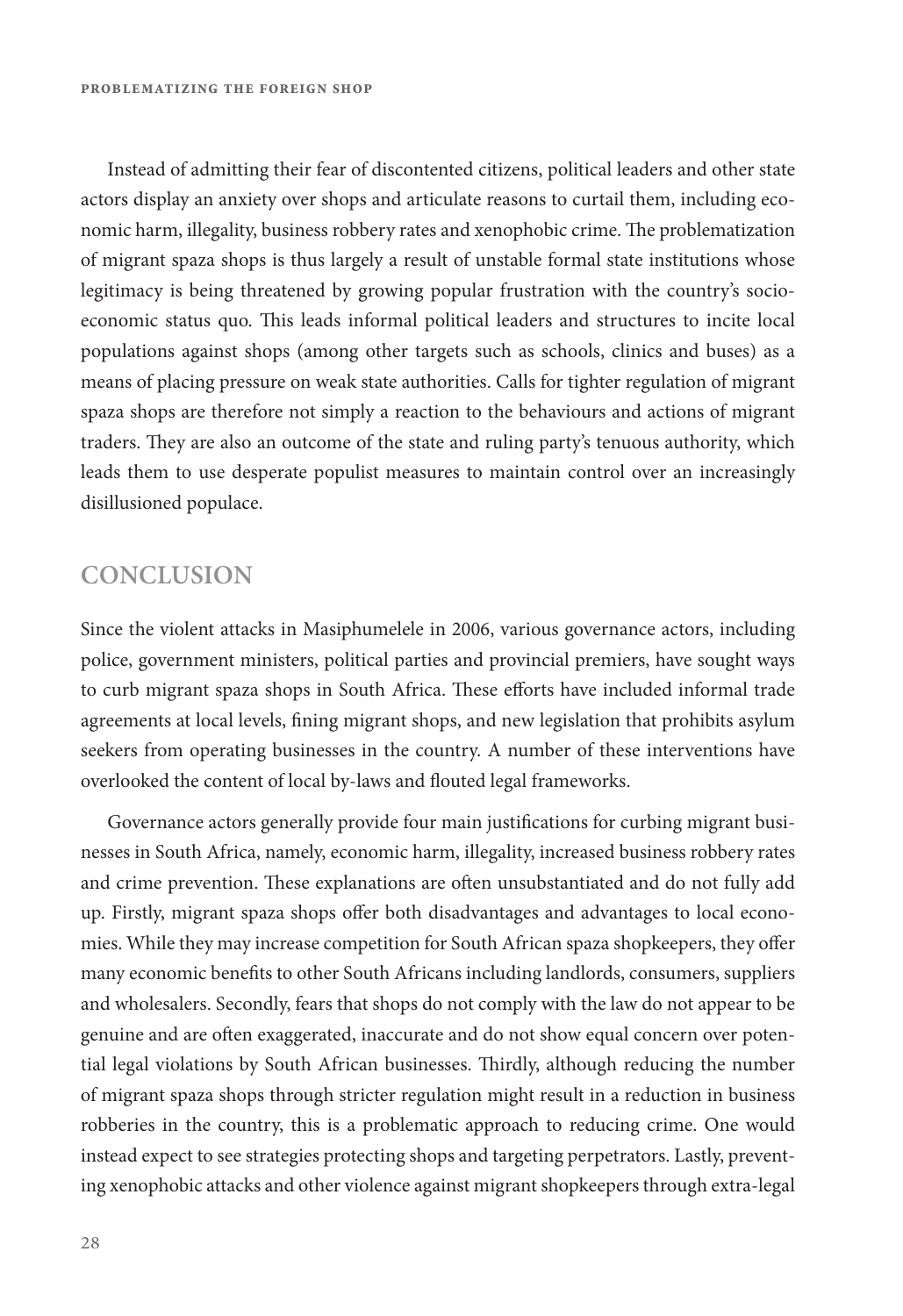Instead of admitting their fear of discontented citizens, political leaders and other state actors display an anxiety over shops and articulate reasons to curtail them, including economic harm, illegality, business robbery rates and xenophobic crime. The problematization of migrant spaza shops is thus largely a result of unstable formal state institutions whose legitimacy is being threatened by growing popular frustration with the country's socio-economic status quo. This leads informal political leaders and structures to incite local populations against shops (among other targets such as schools, clinics and buses) as a means of placing pressure on weak state authorities. Calls for tighter regulation of migrant spaza shops are therefore not simply a reaction to the behaviours and actions of migrant traders. They are also an outcome of the state and ruling party's tenuous authority, which leads them to use desperate populist measures to maintain control over an increasingly disillusioned populace.

## CONCLUSION

Since the violent attacks in Masiphumelele in 2006, various governance actors, including police, government ministers, political parties and provincial premiers, have sought ways to curb migrant spaza shops in South Africa. These efforts have included informal trade agreements at local levels, fining migrant shops, and new legislation that prohibits asylum seekers from operating businesses in the country. A number of these interventions have overlooked the content of local by-laws and flouted legal frameworks.

Governance actors generally provide four main justifications for curbing migrant businesses in South Africa, namely, economic harm, illegality, increased business robbery rates and crime prevention. These explanations are often unsubstantiated and do not fully add up. Firstly, migrant spaza shops offer both disadvantages and advantages to local economies. While they may increase competition for South African spaza shopkeepers, they offer many economic benefits to other South Africans including landlords, consumers, suppliers and wholesalers. Secondly, fears that shops do not comply with the law do not appear to be genuine and are often exaggerated, inaccurate and do not show equal concern over potential legal violations by South African businesses. Thirdly, although reducing the number of migrant spaza shops through stricter regulation might result in a reduction in business robberies in the country, this is a problematic approach to reducing crime. One would instead expect to see strategies protecting shops and targeting perpetrators. Lastly, preventing xenophobic attacks and other violence against migrant shopkeepers through extra-legal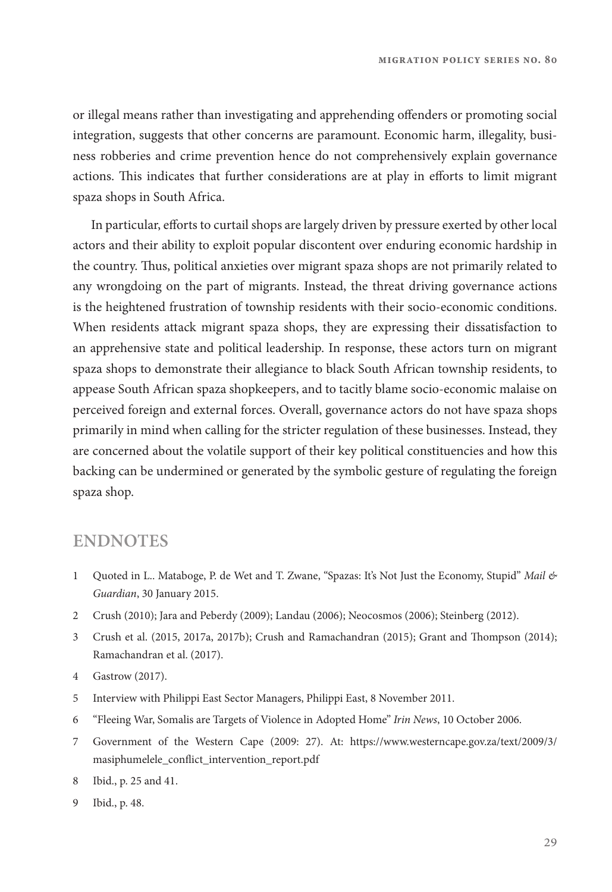or illegal means rather than investigating and apprehending offenders or promoting social integration, suggests that other concerns are paramount. Economic harm, illegality, business robberies and crime prevention hence do not comprehensively explain governance actions. This indicates that further considerations are at play in efforts to limit migrant spaza shops in South Africa.

In particular, efforts to curtail shops are largely driven by pressure exerted by other local actors and their ability to exploit popular discontent over enduring economic hardship in the country. Thus, political anxieties over migrant spaza shops are not primarily related to any wrongdoing on the part of migrants. Instead, the threat driving governance actions is the heightened frustration of township residents with their socio-economic conditions. When residents attack migrant spaza shops, they are expressing their dissatisfaction to an apprehensive state and political leadership. In response, these actors turn on migrant spaza shops to demonstrate their allegiance to black South African township residents, to appease South African spaza shopkeepers, and to tacitly blame socio-economic malaise on perceived foreign and external forces. Overall, governance actors do not have spaza shops primarily in mind when calling for the stricter regulation of these businesses. Instead, they are concerned about the volatile support of their key political constituencies and how this backing can be undermined or generated by the symbolic gesture of regulating the foreign spaza shop.

## ENDNOTES

1 Quoted in L.. Mataboge, P. de Wet and T. Zwane, "Spazas: It's Not Just the Economy, Stupid" *Mail & Guardian*, 30 January 2015.

2 Crush (2010); Jara and Peberdy (2009); Landau (2006); Neocosmos (2006); Steinberg (2012).

3 Crush et al. (2015, 2017a, 2017b); Crush and Ramachandran (2015); Grant and Thompson (2014); Ramachandran et al. (2017).

4 Gastrow (2017).

5 Interview with Philippi East Sector Managers, Philippi East, 8 November 2011.

6 "Fleeing War, Somalis are Targets of Violence in Adopted Home" *Irin News*, 10 October 2006.

7 Government of the Western Cape (2009: 27). At: https://www.westerncape.gov.za/text/2009/3/masiphumelele_conflict_intervention_report.pdf

8 Ibid., p. 25 and 41.

9 Ibid., p. 48.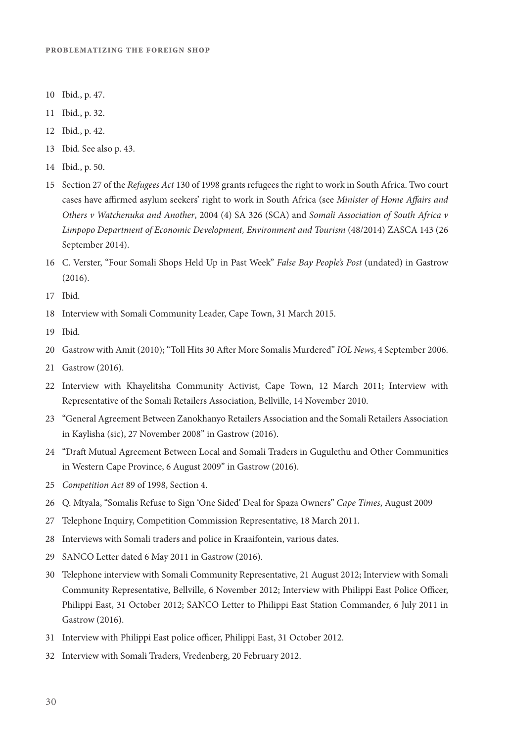10 Ibid., p. 47.

11 Ibid., p. 32.

12 Ibid., p. 42.

13 Ibid. See also p. 43.

14 Ibid., p. 50.

15 Section 27 of the *Refugees Act* 130 of 1998 grants refugees the right to work in South Africa. Two court cases have affirmed asylum seekers' right to work in South Africa (see *Minister of Home Affairs and Others v Watchenuka and Another*, 2004 (4) SA 326 (SCA) and *Somali Association of South Africa v Limpopo Department of Economic Development, Environment and Tourism* (48/2014) ZASCA 143 (26 September 2014).

16 C. Verster, "Four Somali Shops Held Up in Past Week" *False Bay People's Post* (undated) in Gastrow (2016).

17 Ibid.

18 Interview with Somali Community Leader, Cape Town, 31 March 2015.

19 Ibid.

20 Gastrow with Amit (2010); "Toll Hits 30 After More Somalis Murdered" *IOL News*, 4 September 2006.

21 Gastrow (2016).

22 Interview with Khayelitsha Community Activist, Cape Town, 12 March 2011; Interview with Representative of the Somali Retailers Association, Bellville, 14 November 2010.

23 "General Agreement Between Zanokhanyo Retailers Association and the Somali Retailers Association in Kaylisha (sic), 27 November 2008" in Gastrow (2016).

24 "Draft Mutual Agreement Between Local and Somali Traders in Gugulethu and Other Communities in Western Cape Province, 6 August 2009" in Gastrow (2016).

25 *Competition Act* 89 of 1998, Section 4.

26 Q. Mtyala, "Somalis Refuse to Sign 'One Sided' Deal for Spaza Owners" *Cape Times*, August 2009

27 Telephone Inquiry, Competition Commission Representative, 18 March 2011.

28 Interviews with Somali traders and police in Kraaifontein, various dates.

29 SANCO Letter dated 6 May 2011 in Gastrow (2016).

30 Telephone interview with Somali Community Representative, 21 August 2012; Interview with Somali Community Representative, Bellville, 6 November 2012; Interview with Philippi East Police Officer, Philippi East, 31 October 2012; SANCO Letter to Philippi East Station Commander, 6 July 2011 in Gastrow (2016).

31 Interview with Philippi East police officer, Philippi East, 31 October 2012.

32 Interview with Somali Traders, Vredenberg, 20 February 2012.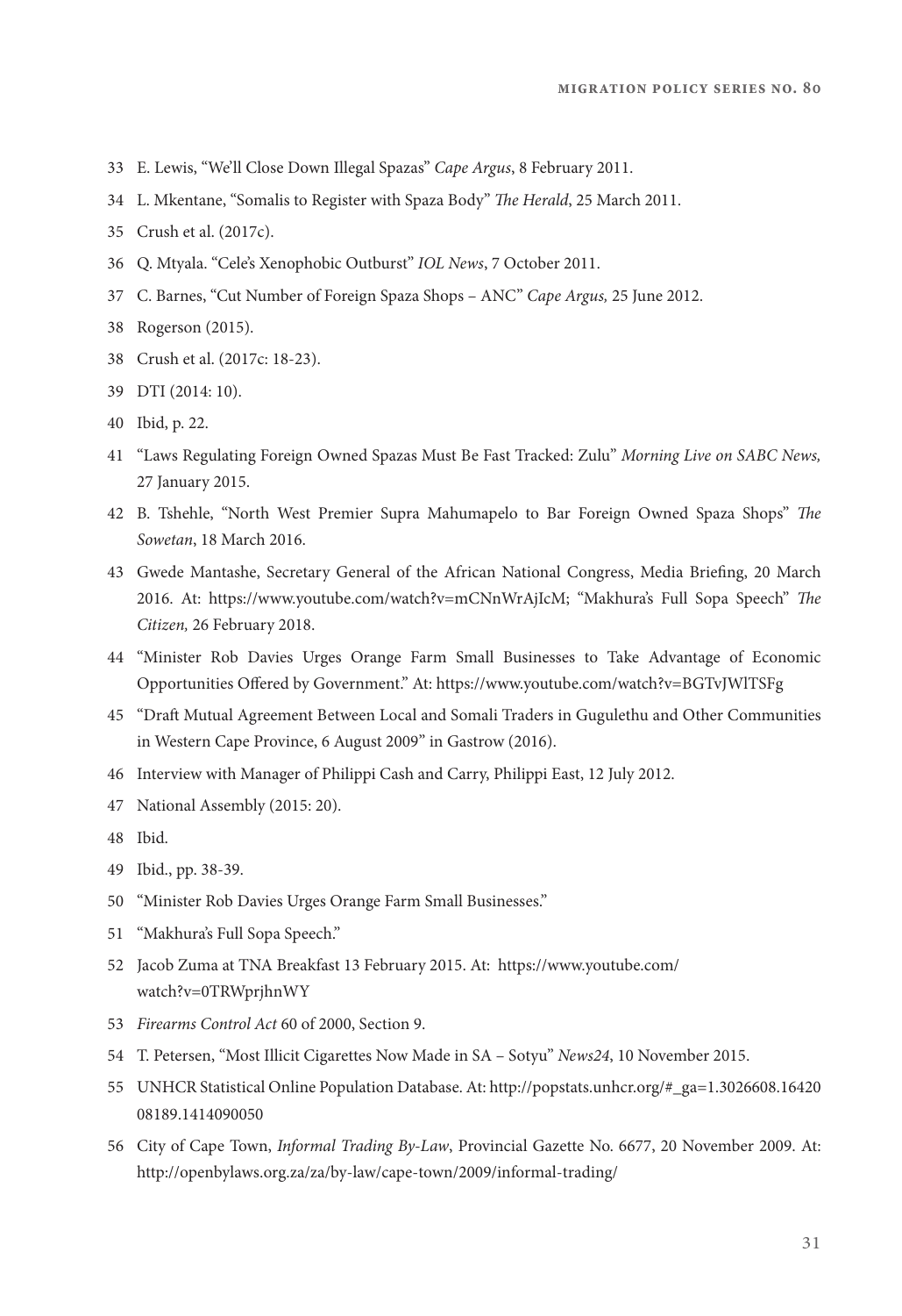33 E. Lewis, "We'll Close Down Illegal Spazas" *Cape Argus*, 8 February 2011.

34 L. Mkentane, "Somalis to Register with Spaza Body" *The Herald*, 25 March 2011.

35 Crush et al. (2017c).

36 Q. Mtyala. "Cele's Xenophobic Outburst" *IOL News*, 7 October 2011.

37 C. Barnes, "Cut Number of Foreign Spaza Shops – ANC" *Cape Argus,* 25 June 2012.

38 Rogerson (2015).

38 Crush et al. (2017c: 18-23).

39 DTI (2014: 10).

40 Ibid, p. 22.

41 "Laws Regulating Foreign Owned Spazas Must Be Fast Tracked: Zulu" *Morning Live on SABC News,* 27 January 2015.

42 B. Tshehle, "North West Premier Supra Mahumapelo to Bar Foreign Owned Spaza Shops" *The Sowetan*, 18 March 2016.

43 Gwede Mantashe, Secretary General of the African National Congress, Media Briefing, 20 March 2016. At: https://www.youtube.com/watch?v=mCNnWrAjIcM; "Makhura's Full Sopa Speech" *The Citizen,* 26 February 2018.

44 "Minister Rob Davies Urges Orange Farm Small Businesses to Take Advantage of Economic Opportunities Offered by Government." At: https://www.youtube.com/watch?v=BGTvJWlTSFg

45 "Draft Mutual Agreement Between Local and Somali Traders in Gugulethu and Other Communities in Western Cape Province, 6 August 2009" in Gastrow (2016).

46 Interview with Manager of Philippi Cash and Carry, Philippi East, 12 July 2012.

47 National Assembly (2015: 20).

48 Ibid.

49 Ibid., pp. 38-39.

50 "Minister Rob Davies Urges Orange Farm Small Businesses."

51 "Makhura's Full Sopa Speech."

52 Jacob Zuma at TNA Breakfast 13 February 2015. At: https://www.youtube.com/watch?v=0TRWprjhnWY

53 *Firearms Control Act* 60 of 2000, Section 9.

54 T. Petersen, "Most Illicit Cigarettes Now Made in SA – Sotyu" *News24*, 10 November 2015.

55 UNHCR Statistical Online Population Database. At: http://popstats.unhcr.org/#_ga=1.3026608.1642008189.1414090050

56 City of Cape Town, *Informal Trading By-Law*, Provincial Gazette No. 6677, 20 November 2009. At: http://openbylaws.org.za/za/by-law/cape-town/2009/informal-trading/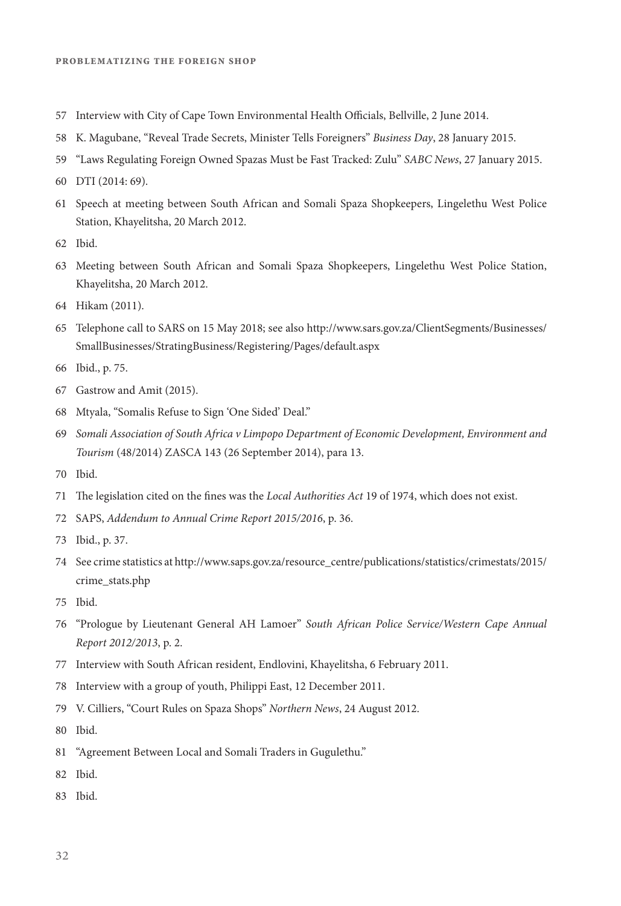57 Interview with City of Cape Town Environmental Health Officials, Bellville, 2 June 2014.

58 K. Magubane, "Reveal Trade Secrets, Minister Tells Foreigners" *Business Day*, 28 January 2015.

59 "Laws Regulating Foreign Owned Spazas Must be Fast Tracked: Zulu" *SABC News*, 27 January 2015.

60 DTI (2014: 69).

61 Speech at meeting between South African and Somali Spaza Shopkeepers, Lingelethu West Police Station, Khayelitsha, 20 March 2012.

62 Ibid.

63 Meeting between South African and Somali Spaza Shopkeepers, Lingelethu West Police Station, Khayelitsha, 20 March 2012.

64 Hikam (2011).

65 Telephone call to SARS on 15 May 2018; see also http://www.sars.gov.za/ClientSegments/Businesses/SmallBusinesses/StratingBusiness/Registering/Pages/default.aspx

66 Ibid., p. 75.

67 Gastrow and Amit (2015).

68 Mtyala, "Somalis Refuse to Sign 'One Sided' Deal."

69 *Somali Association of South Africa v Limpopo Department of Economic Development, Environment and Tourism* (48/2014) ZASCA 143 (26 September 2014), para 13.

70 Ibid.

71 The legislation cited on the fines was the *Local Authorities Act* 19 of 1974, which does not exist.

72 SAPS, *Addendum to Annual Crime Report 2015/2016*, p. 36.

73 Ibid., p. 37.

74 See crime statistics at http://www.saps.gov.za/resource_centre/publications/statistics/crimestats/2015/crime_stats.php

75 Ibid.

76 "Prologue by Lieutenant General AH Lamoer" *South African Police Service/Western Cape Annual Report 2012/2013*, p. 2.

77 Interview with South African resident, Endlovini, Khayelitsha, 6 February 2011.

78 Interview with a group of youth, Philippi East, 12 December 2011.

79 V. Cilliers, "Court Rules on Spaza Shops" *Northern News*, 24 August 2012.

80 Ibid.

81 "Agreement Between Local and Somali Traders in Gugulethu."

82 Ibid.

83 Ibid.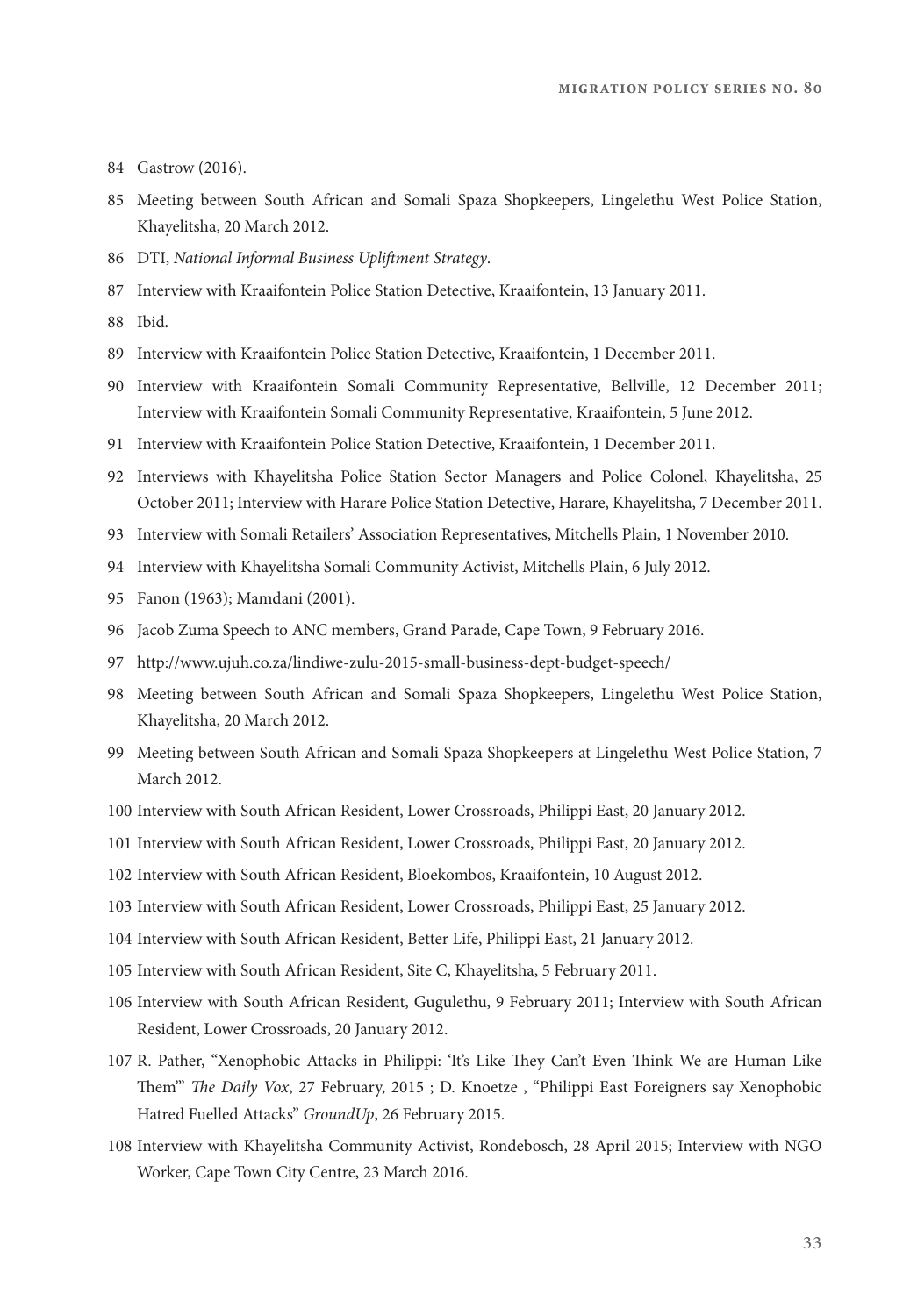84 Gastrow (2016).

85 Meeting between South African and Somali Spaza Shopkeepers, Lingelethu West Police Station, Khayelitsha, 20 March 2012.

86 DTI, *National Informal Business Upliftment Strategy*.

87 Interview with Kraaifontein Police Station Detective, Kraaifontein, 13 January 2011.

88 Ibid.

89 Interview with Kraaifontein Police Station Detective, Kraaifontein, 1 December 2011.

90 Interview with Kraaifontein Somali Community Representative, Bellville, 12 December 2011; Interview with Kraaifontein Somali Community Representative, Kraaifontein, 5 June 2012.

91 Interview with Kraaifontein Police Station Detective, Kraaifontein, 1 December 2011.

92 Interviews with Khayelitsha Police Station Sector Managers and Police Colonel, Khayelitsha, 25 October 2011; Interview with Harare Police Station Detective, Harare, Khayelitsha, 7 December 2011.

93 Interview with Somali Retailers' Association Representatives, Mitchells Plain, 1 November 2010.

94 Interview with Khayelitsha Somali Community Activist, Mitchells Plain, 6 July 2012.

95 Fanon (1963); Mamdani (2001).

96 Jacob Zuma Speech to ANC members, Grand Parade, Cape Town, 9 February 2016.

97 http://www.ujuh.co.za/lindiwe-zulu-2015-small-business-dept-budget-speech/

98 Meeting between South African and Somali Spaza Shopkeepers, Lingelethu West Police Station, Khayelitsha, 20 March 2012.

99 Meeting between South African and Somali Spaza Shopkeepers at Lingelethu West Police Station, 7 March 2012.

100 Interview with South African Resident, Lower Crossroads, Philippi East, 20 January 2012.

101 Interview with South African Resident, Lower Crossroads, Philippi East, 20 January 2012.

102 Interview with South African Resident, Bloekombos, Kraaifontein, 10 August 2012.

103 Interview with South African Resident, Lower Crossroads, Philippi East, 25 January 2012.

104 Interview with South African Resident, Better Life, Philippi East, 21 January 2012.

105 Interview with South African Resident, Site C, Khayelitsha, 5 February 2011.

106 Interview with South African Resident, Gugulethu, 9 February 2011; Interview with South African Resident, Lower Crossroads, 20 January 2012.

107 R. Pather, "Xenophobic Attacks in Philippi: 'It's Like They Can't Even Think We are Human Like Them'" *The Daily Vox*, 27 February, 2015 ; D. Knoetze , "Philippi East Foreigners say Xenophobic Hatred Fuelled Attacks" *GroundUp*, 26 February 2015.

108 Interview with Khayelitsha Community Activist, Rondebosch, 28 April 2015; Interview with NGO Worker, Cape Town City Centre, 23 March 2016.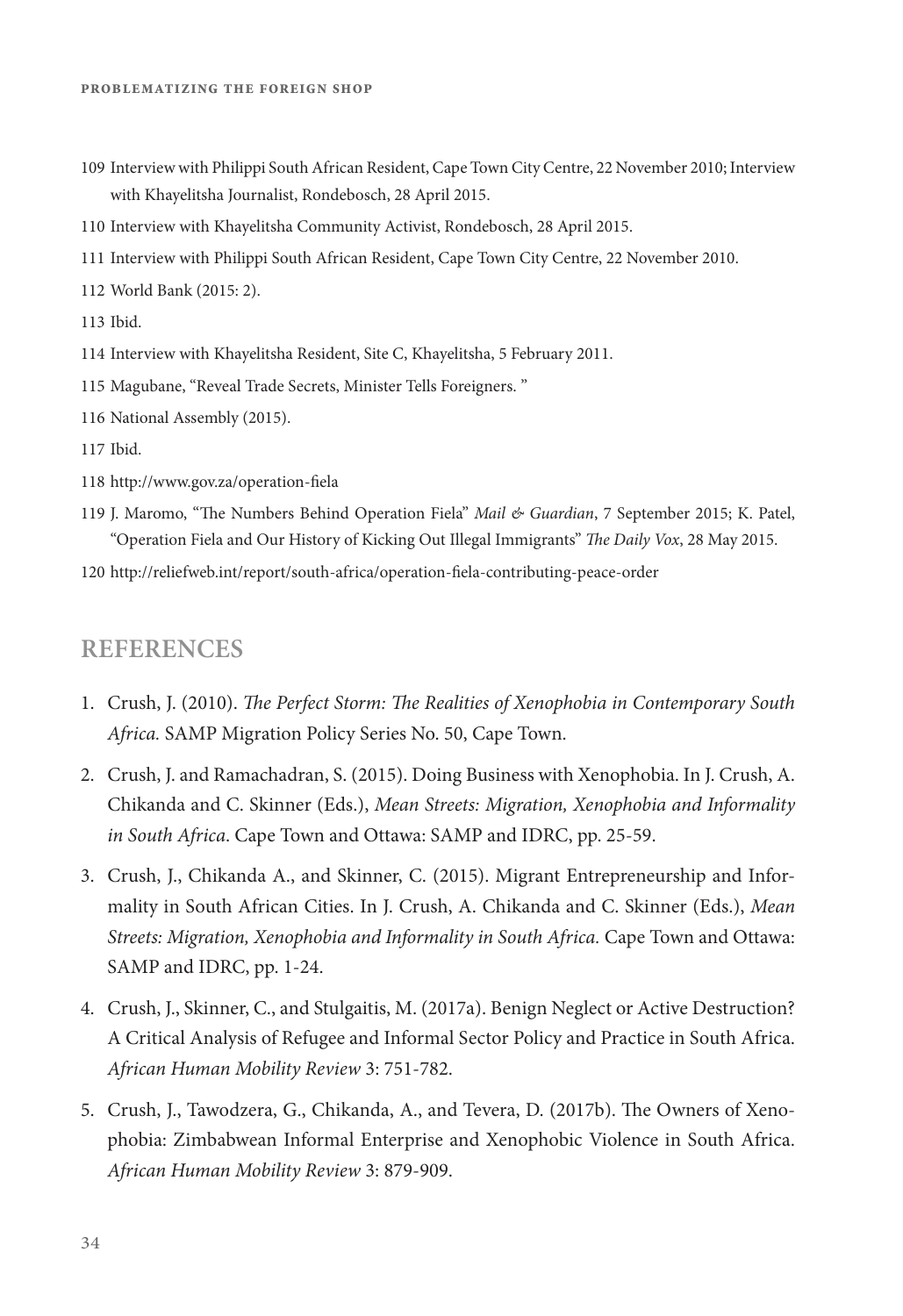109 Interview with Philippi South African Resident, Cape Town City Centre, 22 November 2010; Interview with Khayelitsha Journalist, Rondebosch, 28 April 2015.

110 Interview with Khayelitsha Community Activist, Rondebosch, 28 April 2015.

111 Interview with Philippi South African Resident, Cape Town City Centre, 22 November 2010.

112 World Bank (2015: 2).

113 Ibid.

114 Interview with Khayelitsha Resident, Site C, Khayelitsha, 5 February 2011.

115 Magubane, "Reveal Trade Secrets, Minister Tells Foreigners. "

116 National Assembly (2015).

117 Ibid.

118 http://www.gov.za/operation-fiela

119 J. Maromo, "The Numbers Behind Operation Fiela" *Mail & Guardian*, 7 September 2015; K. Patel, "Operation Fiela and Our History of Kicking Out Illegal Immigrants" *The Daily Vox*, 28 May 2015.

120 http://reliefweb.int/report/south-africa/operation-fiela-contributing-peace-order

## REFERENCES

1. Crush, J. (2010). *The Perfect Storm: The Realities of Xenophobia in Contemporary South Africa.* SAMP Migration Policy Series No. 50, Cape Town.
2. Crush, J. and Ramachadran, S. (2015). Doing Business with Xenophobia. In J. Crush, A. Chikanda and C. Skinner (Eds.), *Mean Streets: Migration, Xenophobia and Informality in South Africa*. Cape Town and Ottawa: SAMP and IDRC, pp. 25-59.
3. Crush, J., Chikanda A., and Skinner, C. (2015). Migrant Entrepreneurship and Informality in South African Cities. In J. Crush, A. Chikanda and C. Skinner (Eds.), *Mean Streets: Migration, Xenophobia and Informality in South Africa.* Cape Town and Ottawa: SAMP and IDRC, pp. 1-24.
4. Crush, J., Skinner, C., and Stulgaitis, M. (2017a). Benign Neglect or Active Destruction? A Critical Analysis of Refugee and Informal Sector Policy and Practice in South Africa. *African Human Mobility Review* 3: 751-782.
5. Crush, J., Tawodzera, G., Chikanda, A., and Tevera, D. (2017b). The Owners of Xenophobia: Zimbabwean Informal Enterprise and Xenophobic Violence in South Africa. *African Human Mobility Review* 3: 879-909.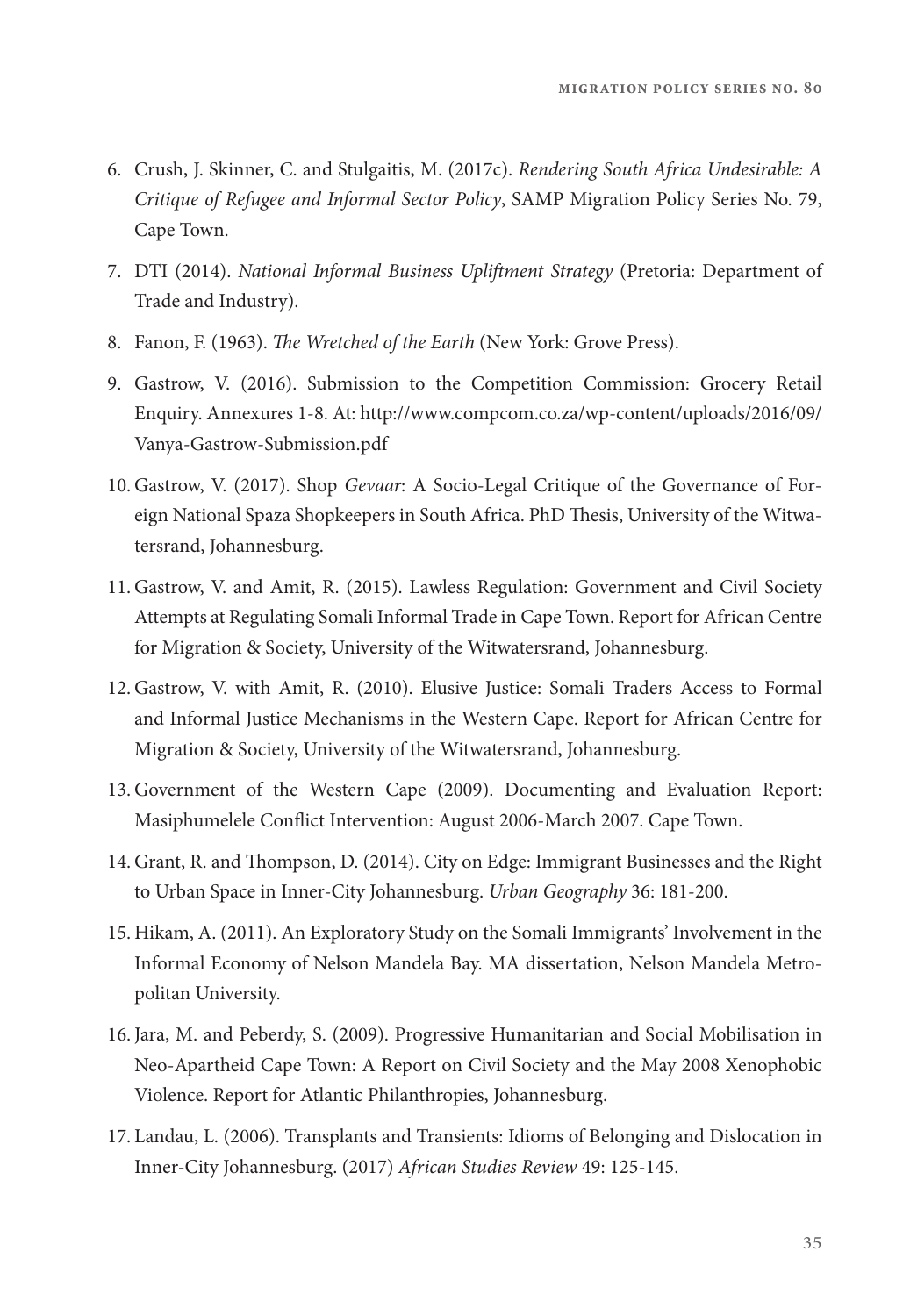6. Crush, J. Skinner, C. and Stulgaitis, M. (2017c). *Rendering South Africa Undesirable: A Critique of Refugee and Informal Sector Policy*, SAMP Migration Policy Series No. 79, Cape Town.
7. DTI (2014). *National Informal Business Upliftment Strategy* (Pretoria: Department of Trade and Industry).
8. Fanon, F. (1963). *The Wretched of the Earth* (New York: Grove Press).
9. Gastrow, V. (2016). Submission to the Competition Commission: Grocery Retail Enquiry. Annexures 1-8. At: http://www.compcom.co.za/wp-content/uploads/2016/09/Vanya-Gastrow-Submission.pdf
10. Gastrow, V. (2017). Shop *Gevaar*: A Socio-Legal Critique of the Governance of Foreign National Spaza Shopkeepers in South Africa. PhD Thesis, University of the Witwatersrand, Johannesburg.
11. Gastrow, V. and Amit, R. (2015). Lawless Regulation: Government and Civil Society Attempts at Regulating Somali Informal Trade in Cape Town. Report for African Centre for Migration & Society, University of the Witwatersrand, Johannesburg.
12. Gastrow, V. with Amit, R. (2010). Elusive Justice: Somali Traders Access to Formal and Informal Justice Mechanisms in the Western Cape. Report for African Centre for Migration & Society, University of the Witwatersrand, Johannesburg.
13. Government of the Western Cape (2009). Documenting and Evaluation Report: Masiphumelele Conflict Intervention: August 2006-March 2007. Cape Town.
14. Grant, R. and Thompson, D. (2014). City on Edge: Immigrant Businesses and the Right to Urban Space in Inner-City Johannesburg. *Urban Geography* 36: 181-200.
15. Hikam, A. (2011). An Exploratory Study on the Somali Immigrants' Involvement in the Informal Economy of Nelson Mandela Bay. MA dissertation, Nelson Mandela Metropolitan University.
16. Jara, M. and Peberdy, S. (2009). Progressive Humanitarian and Social Mobilisation in Neo-Apartheid Cape Town: A Report on Civil Society and the May 2008 Xenophobic Violence. Report for Atlantic Philanthropies, Johannesburg.
17. Landau, L. (2006). Transplants and Transients: Idioms of Belonging and Dislocation in Inner-City Johannesburg. (2017) *African Studies Review* 49: 125-145.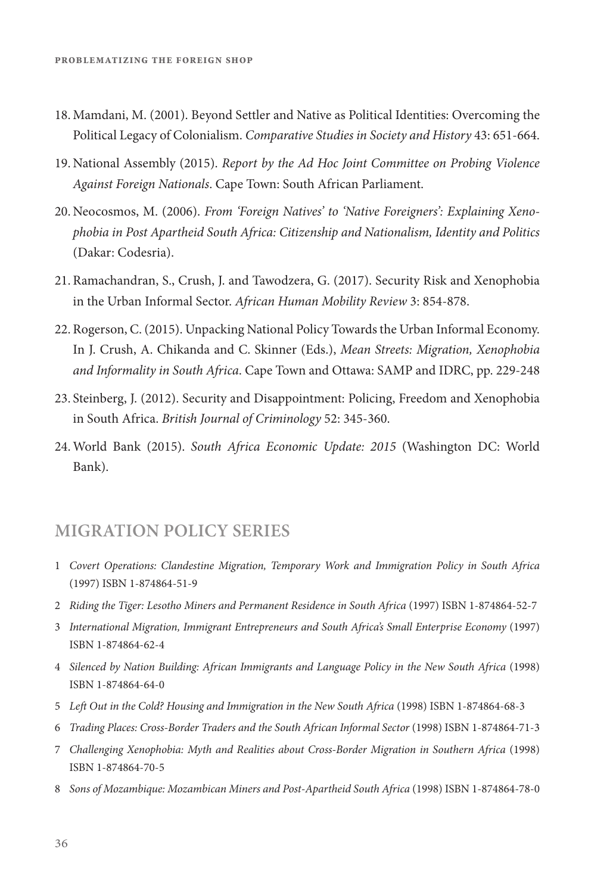18. Mamdani, M. (2001). Beyond Settler and Native as Political Identities: Overcoming the Political Legacy of Colonialism. *Comparative Studies in Society and History* 43: 651-664.

19. National Assembly (2015). *Report by the Ad Hoc Joint Committee on Probing Violence Against Foreign Nationals*. Cape Town: South African Parliament.

20. Neocosmos, M. (2006). *From 'Foreign Natives' to 'Native Foreigners': Explaining Xenophobia in Post Apartheid South Africa: Citizenship and Nationalism, Identity and Politics* (Dakar: Codesria).

21. Ramachandran, S., Crush, J. and Tawodzera, G. (2017). Security Risk and Xenophobia in the Urban Informal Sector. *African Human Mobility Review* 3: 854-878.

22. Rogerson, C. (2015). Unpacking National Policy Towards the Urban Informal Economy. In J. Crush, A. Chikanda and C. Skinner (Eds.), *Mean Streets: Migration, Xenophobia and Informality in South Africa*. Cape Town and Ottawa: SAMP and IDRC, pp. 229-248

23. Steinberg, J. (2012). Security and Disappointment: Policing, Freedom and Xenophobia in South Africa. *British Journal of Criminology* 52: 345-360.

24. World Bank (2015). *South Africa Economic Update: 2015* (Washington DC: World Bank).

## MIGRATION POLICY SERIES

1. *Covert Operations: Clandestine Migration, Temporary Work and Immigration Policy in South Africa* (1997) ISBN 1-874864-51-9
2. *Riding the Tiger: Lesotho Miners and Permanent Residence in South Africa* (1997) ISBN 1-874864-52-7
3. *International Migration, Immigrant Entrepreneurs and South Africa's Small Enterprise Economy* (1997) ISBN 1-874864-62-4
4. *Silenced by Nation Building: African Immigrants and Language Policy in the New South Africa* (1998) ISBN 1-874864-64-0
5. *Left Out in the Cold? Housing and Immigration in the New South Africa* (1998) ISBN 1-874864-68-3
6. *Trading Places: Cross-Border Traders and the South African Informal Sector* (1998) ISBN 1-874864-71-3
7. *Challenging Xenophobia: Myth and Realities about Cross-Border Migration in Southern Africa* (1998) ISBN 1-874864-70-5
8. *Sons of Mozambique: Mozambican Miners and Post-Apartheid South Africa* (1998) ISBN 1-874864-78-0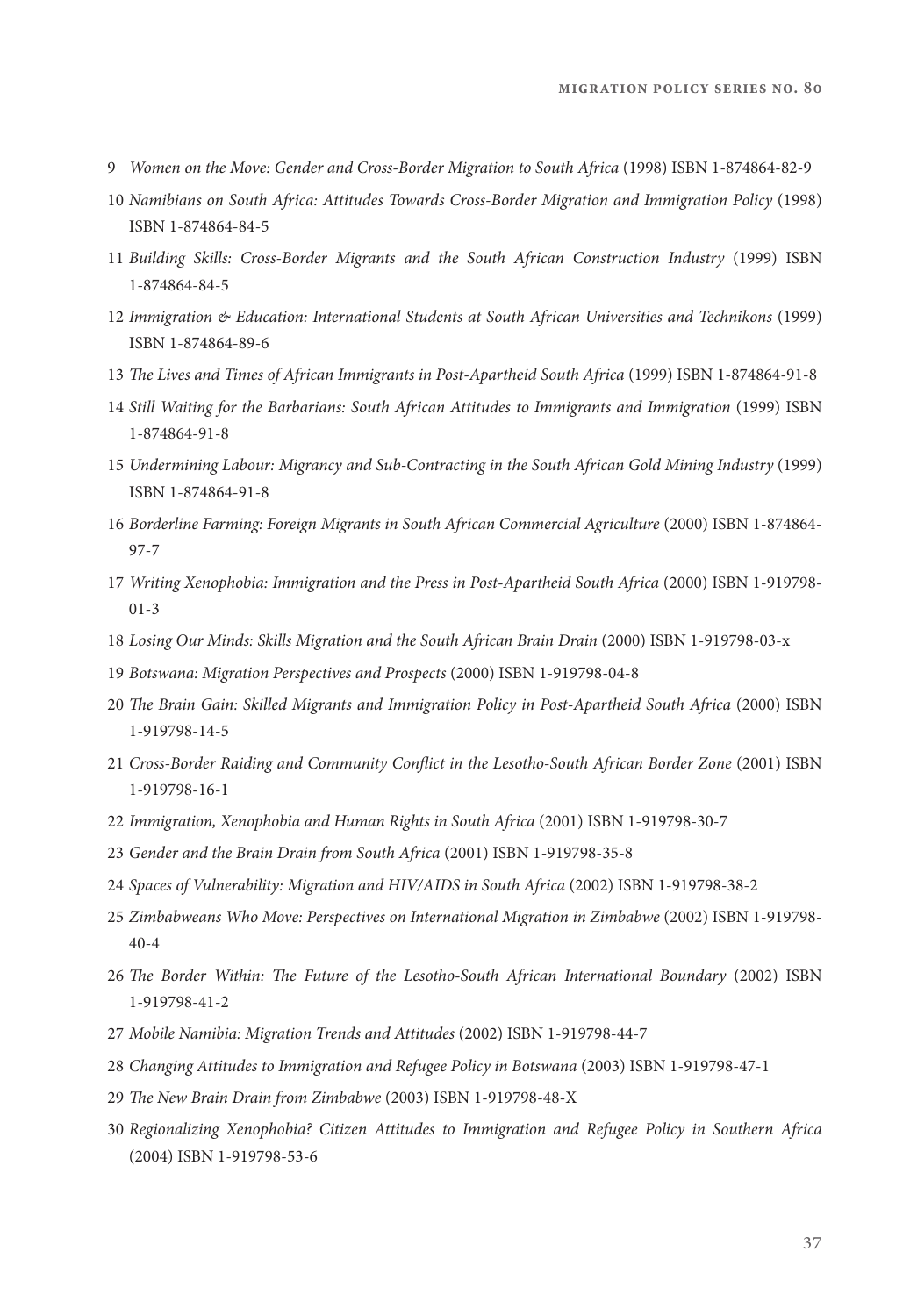9 *Women on the Move: Gender and Cross-Border Migration to South Africa* (1998) ISBN 1-874864-82-9

10 *Namibians on South Africa: Attitudes Towards Cross-Border Migration and Immigration Policy* (1998) ISBN 1-874864-84-5

11 *Building Skills: Cross-Border Migrants and the South African Construction Industry* (1999) ISBN 1-874864-84-5

12 *Immigration & Education: International Students at South African Universities and Technikons* (1999) ISBN 1-874864-89-6

13 *The Lives and Times of African Immigrants in Post-Apartheid South Africa* (1999) ISBN 1-874864-91-8

14 *Still Waiting for the Barbarians: South African Attitudes to Immigrants and Immigration* (1999) ISBN 1-874864-91-8

15 *Undermining Labour: Migrancy and Sub-Contracting in the South African Gold Mining Industry* (1999) ISBN 1-874864-91-8

16 *Borderline Farming: Foreign Migrants in South African Commercial Agriculture* (2000) ISBN 1-874864-97-7

17 *Writing Xenophobia: Immigration and the Press in Post-Apartheid South Africa* (2000) ISBN 1-919798-01-3

18 *Losing Our Minds: Skills Migration and the South African Brain Drain* (2000) ISBN 1-919798-03-x

19 *Botswana: Migration Perspectives and Prospects* (2000) ISBN 1-919798-04-8

20 *The Brain Gain: Skilled Migrants and Immigration Policy in Post-Apartheid South Africa* (2000) ISBN 1-919798-14-5

21 *Cross-Border Raiding and Community Conflict in the Lesotho-South African Border Zone* (2001) ISBN 1-919798-16-1

22 *Immigration, Xenophobia and Human Rights in South Africa* (2001) ISBN 1-919798-30-7

23 *Gender and the Brain Drain from South Africa* (2001) ISBN 1-919798-35-8

24 *Spaces of Vulnerability: Migration and HIV/AIDS in South Africa* (2002) ISBN 1-919798-38-2

25 *Zimbabweans Who Move: Perspectives on International Migration in Zimbabwe* (2002) ISBN 1-919798-40-4

26 *The Border Within: The Future of the Lesotho-South African International Boundary* (2002) ISBN 1-919798-41-2

27 *Mobile Namibia: Migration Trends and Attitudes* (2002) ISBN 1-919798-44-7

28 *Changing Attitudes to Immigration and Refugee Policy in Botswana* (2003) ISBN 1-919798-47-1

29 *The New Brain Drain from Zimbabwe* (2003) ISBN 1-919798-48-X

30 *Regionalizing Xenophobia? Citizen Attitudes to Immigration and Refugee Policy in Southern Africa* (2004) ISBN 1-919798-53-6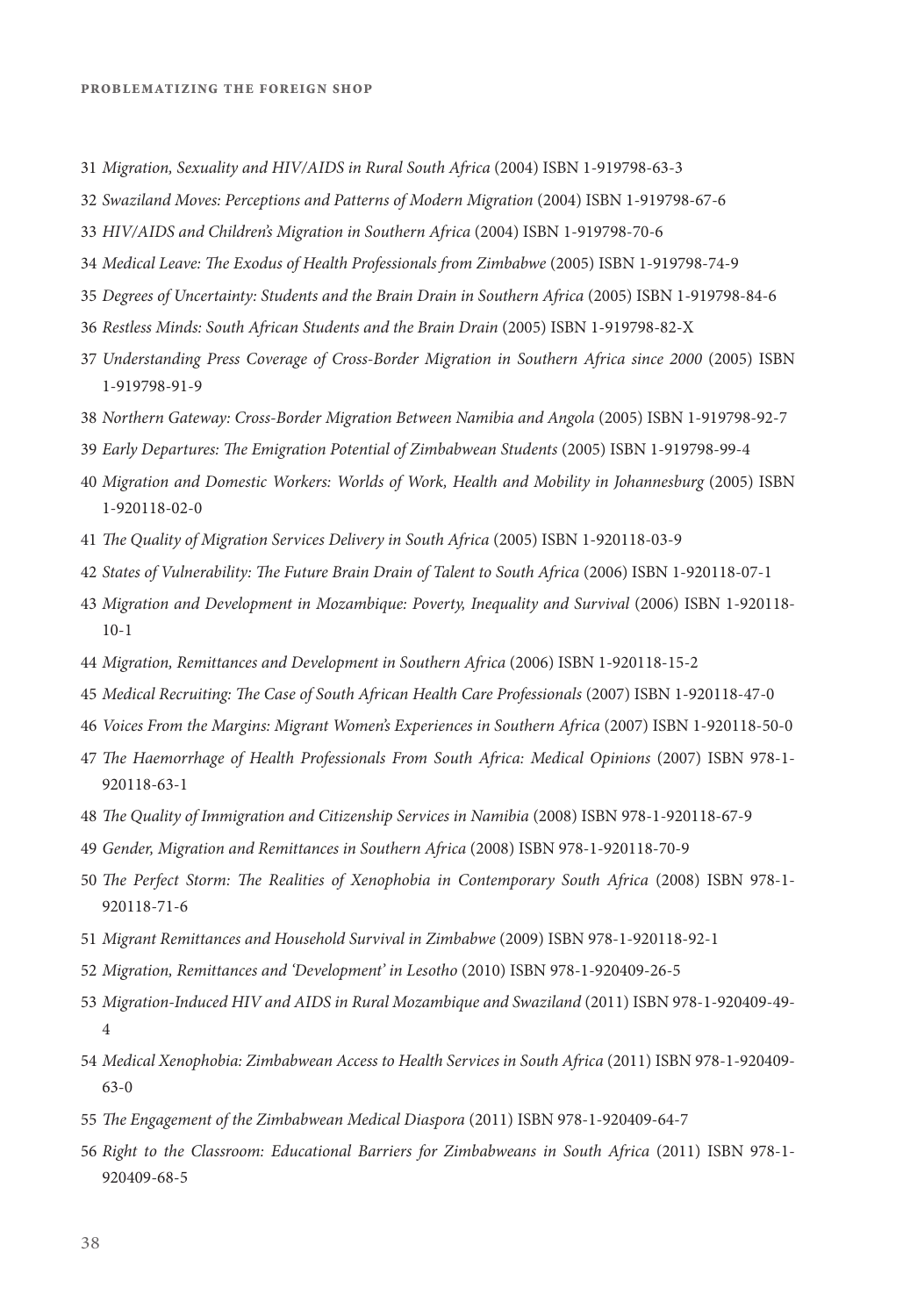31 *Migration, Sexuality and HIV/AIDS in Rural South Africa* (2004) ISBN 1-919798-63-3

32 *Swaziland Moves: Perceptions and Patterns of Modern Migration* (2004) ISBN 1-919798-67-6

33 *HIV/AIDS and Children's Migration in Southern Africa* (2004) ISBN 1-919798-70-6

34 *Medical Leave: The Exodus of Health Professionals from Zimbabwe* (2005) ISBN 1-919798-74-9

35 *Degrees of Uncertainty: Students and the Brain Drain in Southern Africa* (2005) ISBN 1-919798-84-6

36 *Restless Minds: South African Students and the Brain Drain* (2005) ISBN 1-919798-82-X

37 *Understanding Press Coverage of Cross-Border Migration in Southern Africa since 2000* (2005) ISBN 1-919798-91-9

38 *Northern Gateway: Cross-Border Migration Between Namibia and Angola* (2005) ISBN 1-919798-92-7

39 *Early Departures: The Emigration Potential of Zimbabwean Students* (2005) ISBN 1-919798-99-4

40 *Migration and Domestic Workers: Worlds of Work, Health and Mobility in Johannesburg* (2005) ISBN 1-920118-02-0

41 *The Quality of Migration Services Delivery in South Africa* (2005) ISBN 1-920118-03-9

42 *States of Vulnerability: The Future Brain Drain of Talent to South Africa* (2006) ISBN 1-920118-07-1

43 *Migration and Development in Mozambique: Poverty, Inequality and Survival* (2006) ISBN 1-920118-10-1

44 *Migration, Remittances and Development in Southern Africa* (2006) ISBN 1-920118-15-2

45 *Medical Recruiting: The Case of South African Health Care Professionals* (2007) ISBN 1-920118-47-0

46 *Voices From the Margins: Migrant Women's Experiences in Southern Africa* (2007) ISBN 1-920118-50-0

47 *The Haemorrhage of Health Professionals From South Africa: Medical Opinions* (2007) ISBN 978-1-920118-63-1

48 *The Quality of Immigration and Citizenship Services in Namibia* (2008) ISBN 978-1-920118-67-9

49 *Gender, Migration and Remittances in Southern Africa* (2008) ISBN 978-1-920118-70-9

50 *The Perfect Storm: The Realities of Xenophobia in Contemporary South Africa* (2008) ISBN 978-1-920118-71-6

51 *Migrant Remittances and Household Survival in Zimbabwe* (2009) ISBN 978-1-920118-92-1

52 *Migration, Remittances and 'Development' in Lesotho* (2010) ISBN 978-1-920409-26-5

53 *Migration-Induced HIV and AIDS in Rural Mozambique and Swaziland* (2011) ISBN 978-1-920409-49-4

54 *Medical Xenophobia: Zimbabwean Access to Health Services in South Africa* (2011) ISBN 978-1-920409-63-0

55 *The Engagement of the Zimbabwean Medical Diaspora* (2011) ISBN 978-1-920409-64-7

56 *Right to the Classroom: Educational Barriers for Zimbabweans in South Africa* (2011) ISBN 978-1-920409-68-5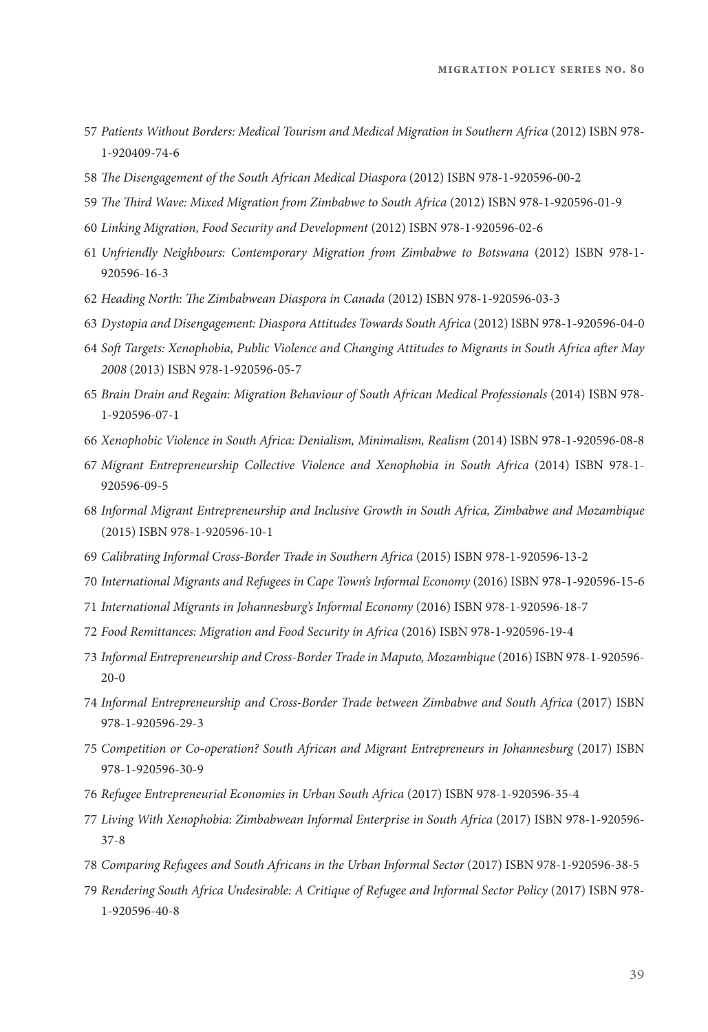57 *Patients Without Borders: Medical Tourism and Medical Migration in Southern Africa* (2012) ISBN 978-1-920409-74-6

58 *The Disengagement of the South African Medical Diaspora* (2012) ISBN 978-1-920596-00-2

59 *The Third Wave: Mixed Migration from Zimbabwe to South Africa* (2012) ISBN 978-1-920596-01-9

60 *Linking Migration, Food Security and Development* (2012) ISBN 978-1-920596-02-6

61 *Unfriendly Neighbours: Contemporary Migration from Zimbabwe to Botswana* (2012) ISBN 978-1-920596-16-3

62 *Heading North: The Zimbabwean Diaspora in Canada* (2012) ISBN 978-1-920596-03-3

63 *Dystopia and Disengagement: Diaspora Attitudes Towards South Africa* (2012) ISBN 978-1-920596-04-0

64 *Soft Targets: Xenophobia, Public Violence and Changing Attitudes to Migrants in South Africa after May 2008* (2013) ISBN 978-1-920596-05-7

65 *Brain Drain and Regain: Migration Behaviour of South African Medical Professionals* (2014) ISBN 978-1-920596-07-1

66 *Xenophobic Violence in South Africa: Denialism, Minimalism, Realism* (2014) ISBN 978-1-920596-08-8

67 *Migrant Entrepreneurship Collective Violence and Xenophobia in South Africa* (2014) ISBN 978-1-920596-09-5

68 *Informal Migrant Entrepreneurship and Inclusive Growth in South Africa, Zimbabwe and Mozambique* (2015) ISBN 978-1-920596-10-1

69 *Calibrating Informal Cross-Border Trade in Southern Africa* (2015) ISBN 978-1-920596-13-2

70 *International Migrants and Refugees in Cape Town's Informal Economy* (2016) ISBN 978-1-920596-15-6

71 *International Migrants in Johannesburg's Informal Economy* (2016) ISBN 978-1-920596-18-7

72 *Food Remittances: Migration and Food Security in Africa* (2016) ISBN 978-1-920596-19-4

73 *Informal Entrepreneurship and Cross-Border Trade in Maputo, Mozambique* (2016) ISBN 978-1-920596-20-0

74 *Informal Entrepreneurship and Cross-Border Trade between Zimbabwe and South Africa* (2017) ISBN 978-1-920596-29-3

75 *Competition or Co-operation? South African and Migrant Entrepreneurs in Johannesburg* (2017) ISBN 978-1-920596-30-9

76 *Refugee Entrepreneurial Economies in Urban South Africa* (2017) ISBN 978-1-920596-35-4

77 *Living With Xenophobia: Zimbabwean Informal Enterprise in South Africa* (2017) ISBN 978-1-920596-37-8

78 *Comparing Refugees and South Africans in the Urban Informal Sector* (2017) ISBN 978-1-920596-38-5

79 *Rendering South Africa Undesirable: A Critique of Refugee and Informal Sector Policy* (2017) ISBN 978-1-920596-40-8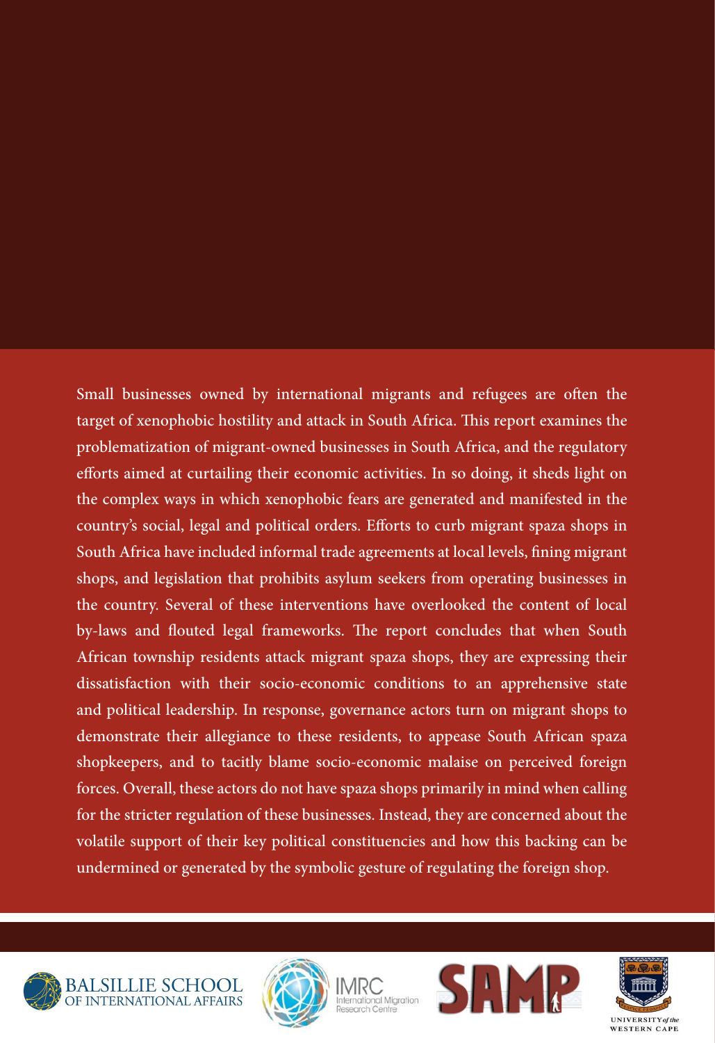Small businesses owned by international migrants and refugees are often the target of xenophobic hostility and attack in South Africa. This report examines the problematization of migrant-owned businesses in South Africa, and the regulatory efforts aimed at curtailing their economic activities. In so doing, it sheds light on the complex ways in which xenophobic fears are generated and manifested in the country's social, legal and political orders. Efforts to curb migrant spaza shops in South Africa have included informal trade agreements at local levels, fining migrant shops, and legislation that prohibits asylum seekers from operating businesses in the country. Several of these interventions have overlooked the content of local by-laws and flouted legal frameworks. The report concludes that when South African township residents attack migrant spaza shops, they are expressing their dissatisfaction with their socio-economic conditions to an apprehensive state and political leadership. In response, governance actors turn on migrant shops to demonstrate their allegiance to these residents, to appease South African spaza shopkeepers, and to tacitly blame socio-economic malaise on perceived foreign forces. Overall, these actors do not have spaza shops primarily in mind when calling for the stricter regulation of these businesses. Instead, they are concerned about the volatile support of their key political constituencies and how this backing can be undermined or generated by the symbolic gesture of regulating the foreign shop.

BALSILLIE SCHOOL OF INTERNATIONAL AFFAIRS

IMRC International Migration Research Centre

SAMP

UNIVERSITY of the WESTERN CAPE